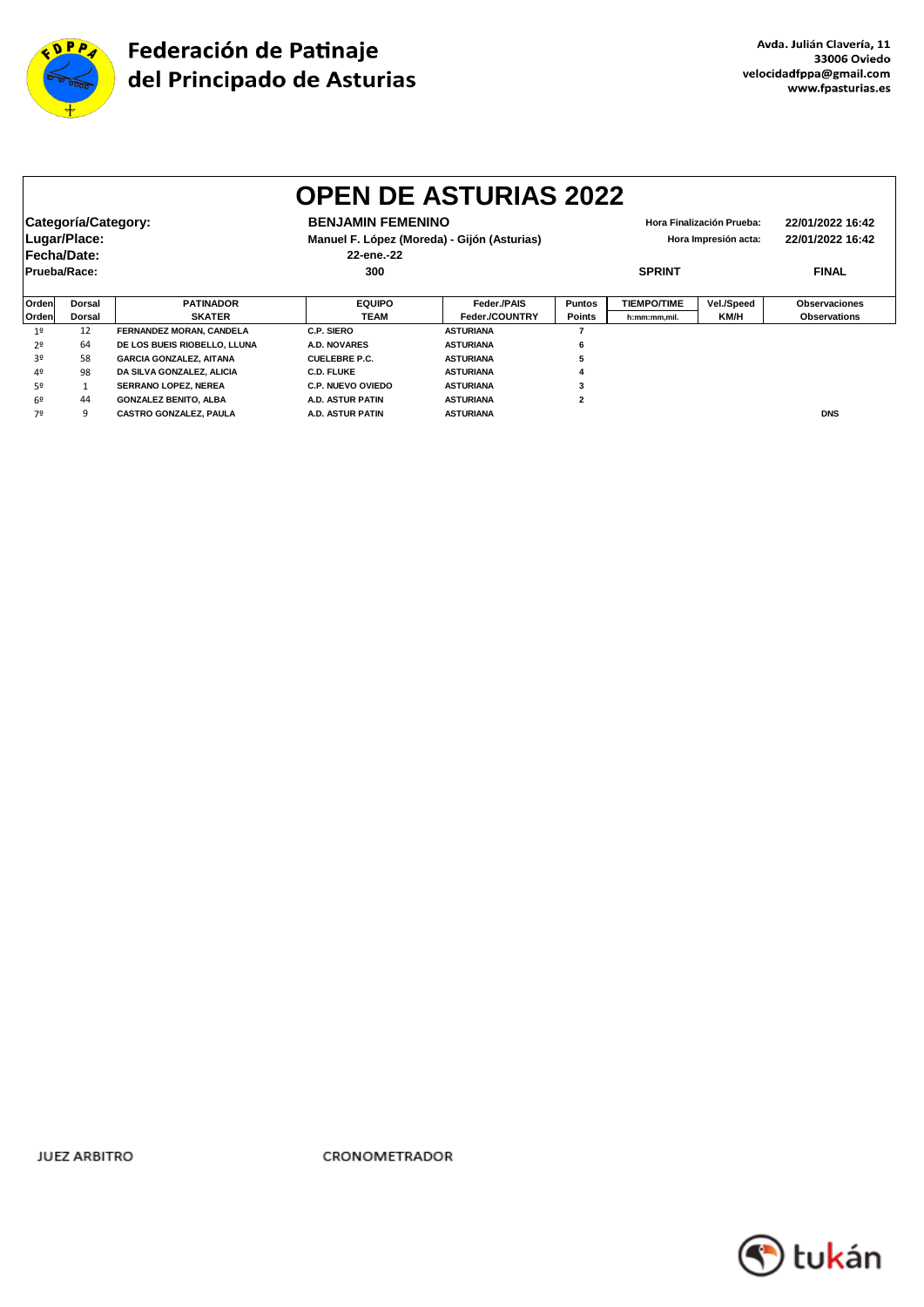Federación de Patinaje del Principado de Asturias

Avda. Julián Clavería, 11
33006 Oviedo
velocidadfppa@gmail.com
www.fpasturias.es

# OPEN DE ASTURIAS 2022

| | | | |
|---|---|---|---|
| **Categoría/Category:** | **BENJAMIN FEMENINO** | **Hora Finalización Prueba:** | **22/01/2022 16:42** |
| **Lugar/Place:** | **Manuel F. López (Moreda) - Gijón (Asturias)** | **Hora Impresión acta:** | **22/01/2022 16:42** |
| **Fecha/Date:** | **22-ene.-22** | | |
| **Prueba/Race:** | **300** | **SPRINT** | **FINAL** |

| Orden Orden | Dorsal Dorsal | PATINADOR SKATER | EQUIPO TEAM | Feder./PAIS Feder./COUNTRY | Puntos Points | TIEMPO/TIME h:mm:mm,mil. | Vel./Speed KM/H | Observaciones Observations |
|---|---|---|---|---|---|---|---|---|
| 1º | 12 | FERNANDEZ MORAN, CANDELA | C.P. SIERO | ASTURIANA | 7 | | | |
| 2º | 64 | DE LOS BUEIS RIOBELLO, LLUNA | A.D. NOVARES | ASTURIANA | 6 | | | |
| 3º | 58 | GARCIA GONZALEZ, AITANA | CUELEBRE P.C. | ASTURIANA | 5 | | | |
| 4º | 98 | DA SILVA GONZALEZ, ALICIA | C.D. FLUKE | ASTURIANA | 4 | | | |
| 5º | 1 | SERRANO LOPEZ, NEREA | C.P. NUEVO OVIEDO | ASTURIANA | 3 | | | |
| 6º | 44 | GONZALEZ BENITO, ALBA | A.D. ASTUR PATIN | ASTURIANA | 2 | | | |
| 7º | 9 | CASTRO GONZALEZ, PAULA | A.D. ASTUR PATIN | ASTURIANA | | | | DNS |

JUEZ ARBITRO

CRONOMETRADOR

tukán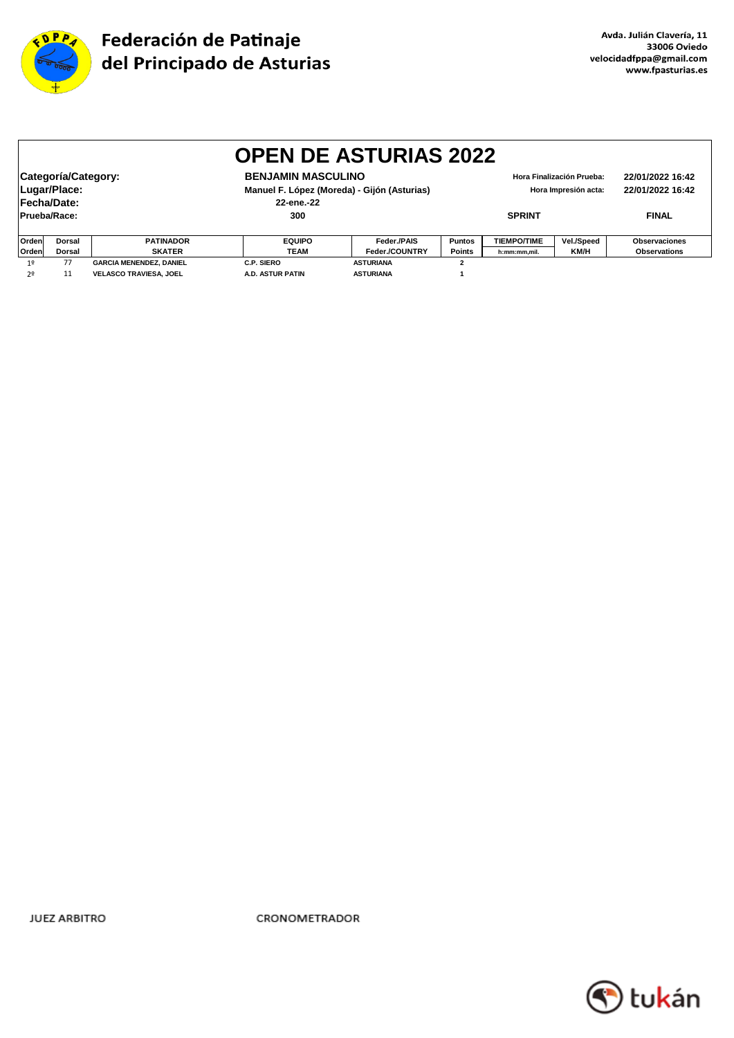**Federación de Patinaje del Principado de Asturias**

Avda. Julián Clavería, 11
33006 Oviedo
velocidadfppa@gmail.com
www.fpasturias.es

# OPEN DE ASTURIAS 2022

| | | | |
|---|---|---|---|
| **Categoría/Category:** | **BENJAMIN MASCULINO** | Hora Finalización Prueba: | 22/01/2022 16:42 |
| **Lugar/Place:** | **Manuel F. López (Moreda) - Gijón (Asturias)** | Hora Impresión acta: | 22/01/2022 16:42 |
| **Fecha/Date:** | **22-ene.-22** | | |
| **Prueba/Race:** | **300** | **SPRINT** | **FINAL** |

| Orden<br>Orden | Dorsal<br>Dorsal | PATINADOR<br>SKATER | EQUIPO<br>TEAM | Feder./PAIS<br>Feder./COUNTRY | Puntos<br>Points | TIEMPO/TIME<br>h:mm:mm,mil. | Vel./Speed<br>KM/H | Observaciones<br>Observations |
|---|---|---|---|---|---|---|---|---|
| 1º | 77 | GARCIA MENENDEZ, DANIEL | C.P. SIERO | ASTURIANA | 2 | | | |
| 2º | 11 | VELASCO TRAVIESA, JOEL | A.D. ASTUR PATIN | ASTURIANA | 1 | | | |

JUEZ ARBITRO

CRONOMETRADOR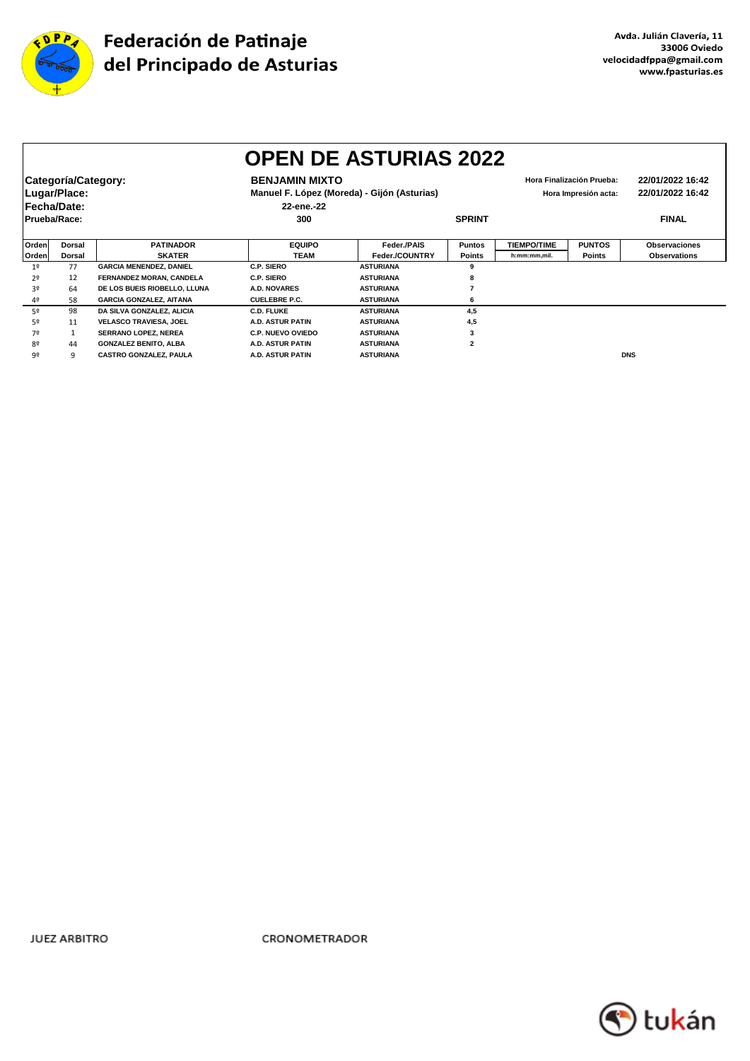# Federación de Patinaje del Principado de Asturias

Avda. Julián Clavería, 11
33006 Oviedo
velocidadfppa@gmail.com
www.fpasturias.es

## OPEN DE ASTURIAS 2022

**Categoría/Category:** BENJAMIN MIXTO

**Lugar/Place:** Manuel F. López (Moreda) - Gijón (Asturias)

**Fecha/Date:** 22-ene.-22

**Prueba/Race:** 300 SPRINT FINAL

Hora Finalización Prueba: 22/01/2022 16:42

Hora Impresión acta: 22/01/2022 16:42

| Orden | Dorsal | PATINADOR | EQUIPO | Feder./PAIS | Puntos | TIEMPO/TIME | PUNTOS | Observaciones |
|---|---|---|---|---|---|---|---|---|
| Orden | Dorsal | SKATER | TEAM | Feder./COUNTRY | Points | h:mm:mm,mil. | Points | Observations |
| 1º | 77 | GARCIA MENENDEZ, DANIEL | C.P. SIERO | ASTURIANA | 9 | | | |
| 2º | 12 | FERNANDEZ MORAN, CANDELA | C.P. SIERO | ASTURIANA | 8 | | | |
| 3º | 64 | DE LOS BUEIS RIOBELLO, LLUNA | A.D. NOVARES | ASTURIANA | 7 | | | |
| 4º | 58 | GARCIA GONZALEZ, AITANA | CUELEBRE P.C. | ASTURIANA | 6 | | | |
| 5º | 98 | DA SILVA GONZALEZ, ALICIA | C.D. FLUKE | ASTURIANA | 4,5 | | | |
| 5º | 11 | VELASCO TRAVIESA, JOEL | A.D. ASTUR PATIN | ASTURIANA | 4,5 | | | |
| 7º | 1 | SERRANO LOPEZ, NEREA | C.P. NUEVO OVIEDO | ASTURIANA | 3 | | | |
| 8º | 44 | GONZALEZ BENITO, ALBA | A.D. ASTUR PATIN | ASTURIANA | 2 | | | |
| 9º | 9 | CASTRO GONZALEZ, PAULA | A.D. ASTUR PATIN | ASTURIANA | | | | DNS |

JUEZ ARBITRO

CRONOMETRADOR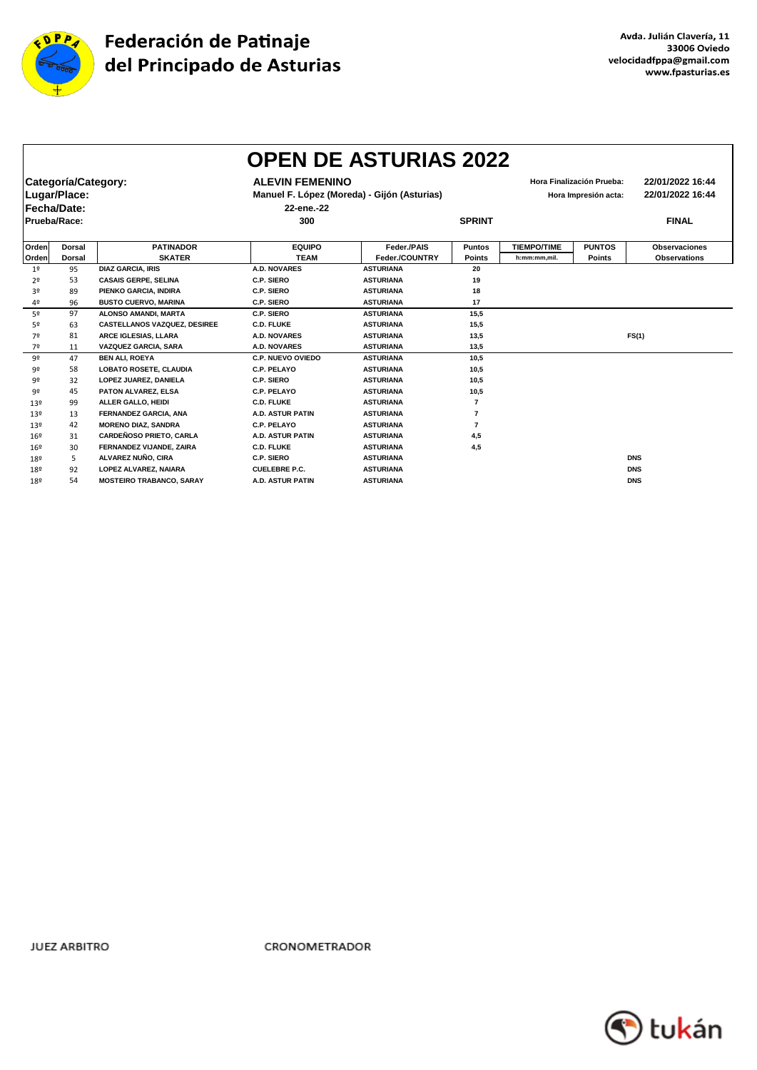# Federación de Patinaje del Principado de Asturias

Avda. Julián Clavería, 11
33006 Oviedo
velocidadfppa@gmail.com
www.fpasturias.es

## OPEN DE ASTURIAS 2022

**Categoría/Category:** ALEVIN FEMENINO
**Lugar/Place:** Manuel F. López (Moreda) - Gijón (Asturias)
**Fecha/Date:** 22-ene.-22
**Prueba/Race:** 300 SPRINT FINAL

Hora Finalización Prueba: 22/01/2022 16:44
Hora Impresión acta: 22/01/2022 16:44

| Orden | Dorsal | PATINADOR SKATER | EQUIPO TEAM | Feder./PAIS Feder./COUNTRY | Puntos Points | TIEMPO/TIME h:mm:mm,mil. | PUNTOS Points | Observaciones Observations |
|---|---|---|---|---|---|---|---|---|
| 1º | 95 | DIAZ GARCIA, IRIS | A.D. NOVARES | ASTURIANA | 20 | | | |
| 2º | 53 | CASAIS GERPE, SELINA | C.P. SIERO | ASTURIANA | 19 | | | |
| 3º | 89 | PIENKO GARCIA, INDIRA | C.P. SIERO | ASTURIANA | 18 | | | |
| 4º | 96 | BUSTO CUERVO, MARINA | C.P. SIERO | ASTURIANA | 17 | | | |
| 5º | 97 | ALONSO AMANDI, MARTA | C.P. SIERO | ASTURIANA | 15,5 | | | |
| 5º | 63 | CASTELLANOS VAZQUEZ, DESIREE | C.D. FLUKE | ASTURIANA | 15,5 | | | |
| 7º | 81 | ARCE IGLESIAS, LLARA | A.D. NOVARES | ASTURIANA | 13,5 | | | FS(1) |
| 7º | 11 | VAZQUEZ GARCIA, SARA | A.D. NOVARES | ASTURIANA | 13,5 | | | |
| 9º | 47 | BEN ALI, ROEYA | C.P. NUEVO OVIEDO | ASTURIANA | 10,5 | | | |
| 9º | 58 | LOBATO ROSETE, CLAUDIA | C.P. PELAYO | ASTURIANA | 10,5 | | | |
| 9º | 32 | LOPEZ JUAREZ, DANIELA | C.P. SIERO | ASTURIANA | 10,5 | | | |
| 9º | 45 | PATON ALVAREZ, ELSA | C.P. PELAYO | ASTURIANA | 10,5 | | | |
| 13º | 99 | ALLER GALLO, HEIDI | C.D. FLUKE | ASTURIANA | 7 | | | |
| 13º | 13 | FERNANDEZ GARCIA, ANA | A.D. ASTUR PATIN | ASTURIANA | 7 | | | |
| 13º | 42 | MORENO DIAZ, SANDRA | C.P. PELAYO | ASTURIANA | 7 | | | |
| 16º | 31 | CARDEÑOSO PRIETO, CARLA | A.D. ASTUR PATIN | ASTURIANA | 4,5 | | | |
| 16º | 30 | FERNANDEZ VIJANDE, ZAIRA | C.D. FLUKE | ASTURIANA | 4,5 | | | |
| 18º | 5 | ALVAREZ NUÑO, CIRA | C.P. SIERO | ASTURIANA | | | | DNS |
| 18º | 92 | LOPEZ ALVAREZ, NAIARA | CUELEBRE P.C. | ASTURIANA | | | | DNS |
| 18º | 54 | MOSTEIRO TRABANCO, SARAY | A.D. ASTUR PATIN | ASTURIANA | | | | DNS |

JUEZ ARBITRO CRONOMETRADOR

tukán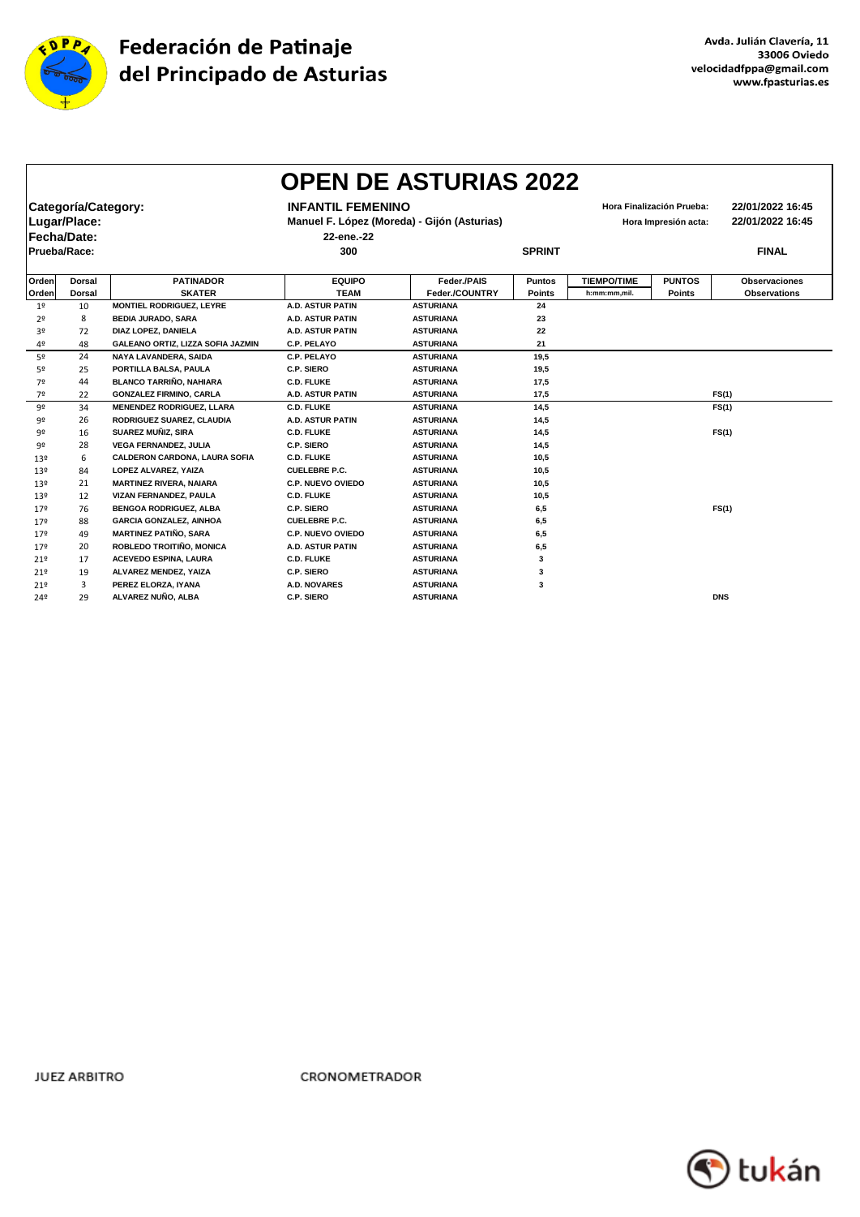**Federación de Patinaje del Principado de Asturias**

Avda. Julián Clavería, 11
33006 Oviedo
velocidadfppa@gmail.com
www.fpasturias.es

# OPEN DE ASTURIAS 2022

| | | | |
|---|---|---|---|
| **Categoría/Category:** | **INFANTIL FEMENINO** | Hora Finalización Prueba: | 22/01/2022 16:45 |
| **Lugar/Place:** | Manuel F. López (Moreda) - Gijón (Asturias) | Hora Impresión acta: | 22/01/2022 16:45 |
| **Fecha/Date:** | 22-ene.-22 | | |
| **Prueba/Race:** | 300 | SPRINT | FINAL |

| Orden<br>Orden | Dorsal<br>Dorsal | PATINADOR<br>SKATER | EQUIPO<br>TEAM | Feder./PAIS<br>Feder./COUNTRY | Puntos<br>Points | TIEMPO/TIME<br>h:mm:mm,mil. | PUNTOS<br>Points | Observaciones<br>Observations |
|---|---|---|---|---|---|---|---|---|
| 1º | 10 | MONTIEL RODRIGUEZ, LEYRE | A.D. ASTUR PATIN | ASTURIANA | 24 | | | |
| 2º | 8 | BEDIA JURADO, SARA | A.D. ASTUR PATIN | ASTURIANA | 23 | | | |
| 3º | 72 | DIAZ LOPEZ, DANIELA | A.D. ASTUR PATIN | ASTURIANA | 22 | | | |
| 4º | 48 | GALEANO ORTIZ, LIZZA SOFIA JAZMIN | C.P. PELAYO | ASTURIANA | 21 | | | |
| 5º | 24 | NAYA LAVANDERA, SAIDA | C.P. PELAYO | ASTURIANA | 19,5 | | | |
| 5º | 25 | PORTILLA BALSA, PAULA | C.P. SIERO | ASTURIANA | 19,5 | | | |
| 7º | 44 | BLANCO TARRIÑO, NAHIARA | C.D. FLUKE | ASTURIANA | 17,5 | | | |
| 7º | 22 | GONZALEZ FIRMINO, CARLA | A.D. ASTUR PATIN | ASTURIANA | 17,5 | | | FS(1) |
| 9º | 34 | MENENDEZ RODRIGUEZ, LLARA | C.D. FLUKE | ASTURIANA | 14,5 | | | FS(1) |
| 9º | 26 | RODRIGUEZ SUAREZ, CLAUDIA | A.D. ASTUR PATIN | ASTURIANA | 14,5 | | | |
| 9º | 16 | SUAREZ MUÑIZ, SIRA | C.D. FLUKE | ASTURIANA | 14,5 | | | FS(1) |
| 9º | 28 | VEGA FERNANDEZ, JULIA | C.P. SIERO | ASTURIANA | 14,5 | | | |
| 13º | 6 | CALDERON CARDONA, LAURA SOFIA | C.D. FLUKE | ASTURIANA | 10,5 | | | |
| 13º | 84 | LOPEZ ALVAREZ, YAIZA | CUELEBRE P.C. | ASTURIANA | 10,5 | | | |
| 13º | 21 | MARTINEZ RIVERA, NAIARA | C.P. NUEVO OVIEDO | ASTURIANA | 10,5 | | | |
| 13º | 12 | VIZAN FERNANDEZ, PAULA | C.D. FLUKE | ASTURIANA | 10,5 | | | |
| 17º | 76 | BENGOA RODRIGUEZ, ALBA | C.P. SIERO | ASTURIANA | 6,5 | | | FS(1) |
| 17º | 88 | GARCIA GONZALEZ, AINHOA | CUELEBRE P.C. | ASTURIANA | 6,5 | | | |
| 17º | 49 | MARTINEZ PATIÑO, SARA | C.P. NUEVO OVIEDO | ASTURIANA | 6,5 | | | |
| 17º | 20 | ROBLEDO TROITIÑO, MONICA | A.D. ASTUR PATIN | ASTURIANA | 6,5 | | | |
| 21º | 17 | ACEVEDO ESPINA, LAURA | C.D. FLUKE | ASTURIANA | 3 | | | |
| 21º | 19 | ALVAREZ MENDEZ, YAIZA | C.P. SIERO | ASTURIANA | 3 | | | |
| 21º | 3 | PEREZ ELORZA, IYANA | A.D. NOVARES | ASTURIANA | 3 | | | |
| 24º | 29 | ALVAREZ NUÑO, ALBA | C.P. SIERO | ASTURIANA | | | | DNS |

JUEZ ARBITRO

CRONOMETRADOR

tukán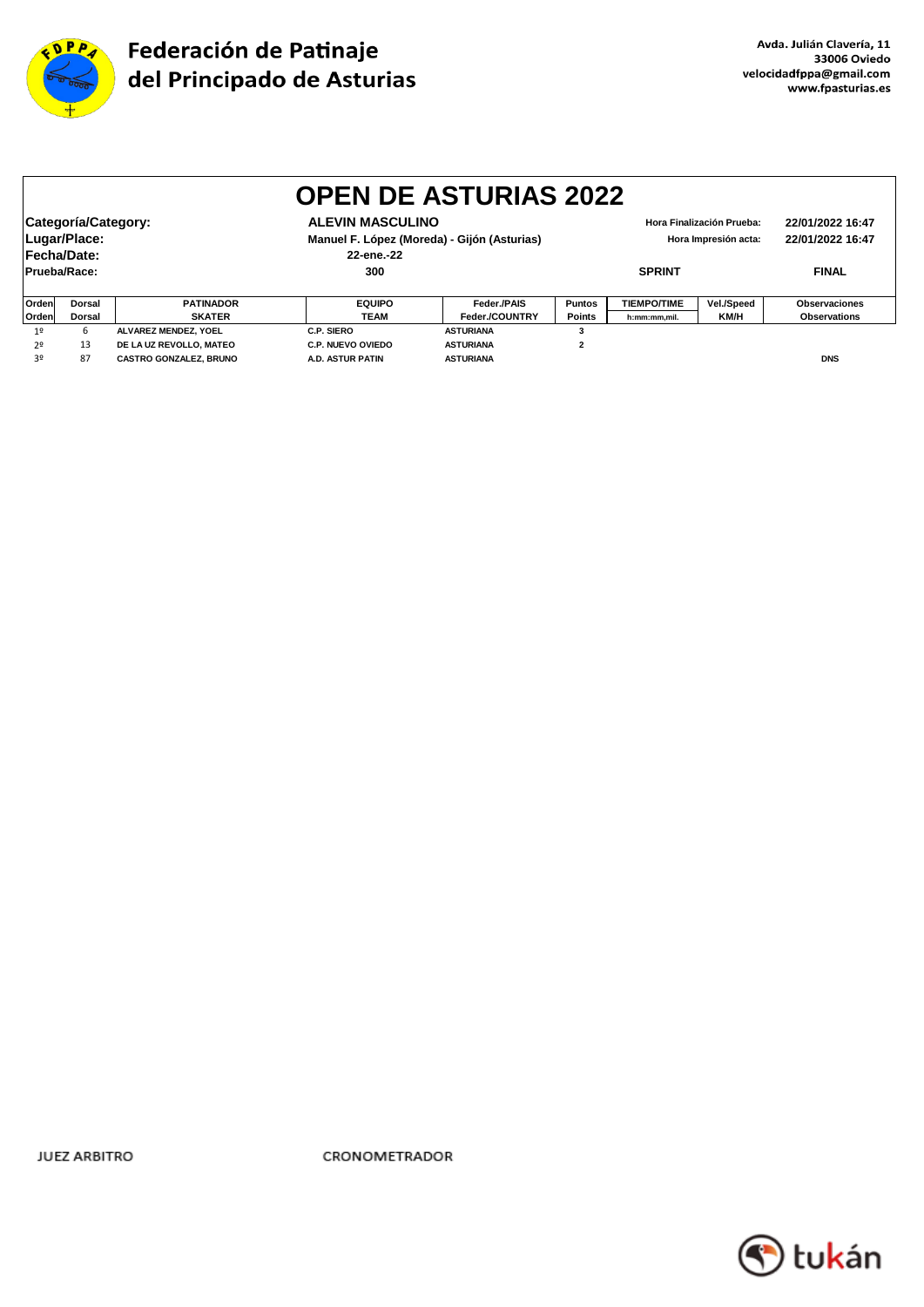**Federación de Patinaje del Principado de Asturias**

Avda. Julián Clavería, 11
33006 Oviedo
velocidadfppa@gmail.com
www.fpasturias.es

# OPEN DE ASTURIAS 2022

| | | | |
|---|---|---|---|
| **Categoría/Category:** | **ALEVIN MASCULINO** | **Hora Finalización Prueba:** | **22/01/2022 16:47** |
| **Lugar/Place:** | **Manuel F. López (Moreda) - Gijón (Asturias)** | **Hora Impresión acta:** | **22/01/2022 16:47** |
| **Fecha/Date:** | **22-ene.-22** | | |
| **Prueba/Race:** | **300** | **SPRINT** | **FINAL** |

| Orden<br>Orden | Dorsal<br>Dorsal | PATINADOR<br>SKATER | EQUIPO<br>TEAM | Feder./PAIS<br>Feder./COUNTRY | Puntos<br>Points | TIEMPO/TIME<br>h:mm:mm,mil. | Vel./Speed<br>KM/H | Observaciones<br>Observations |
|---|---|---|---|---|---|---|---|---|
| 1º | 6 | ALVAREZ MENDEZ, YOEL | C.P. SIERO | ASTURIANA | 3 | | | |
| 2º | 13 | DE LA UZ REVOLLO, MATEO | C.P. NUEVO OVIEDO | ASTURIANA | 2 | | | |
| 3º | 87 | CASTRO GONZALEZ, BRUNO | A.D. ASTUR PATIN | ASTURIANA | | | | DNS |

JUEZ ARBITRO

CRONOMETRADOR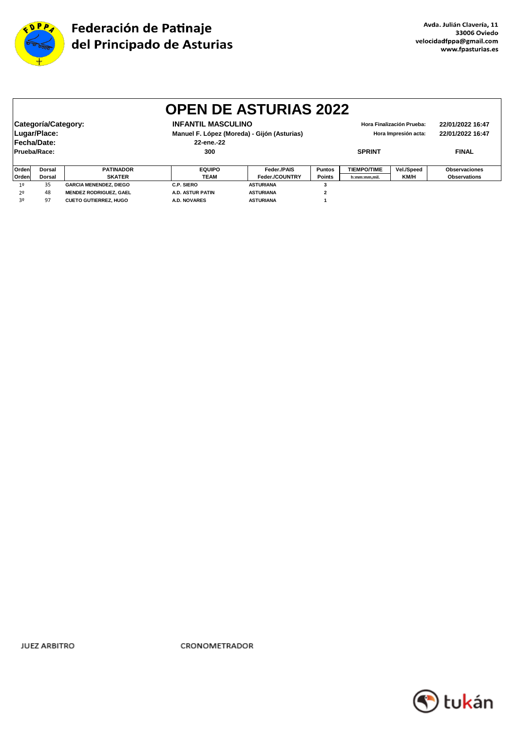**Federación de Patinaje del Principado de Asturias**

Avda. Julián Clavería, 11
33006 Oviedo
velocidadfppa@gmail.com
www.fpasturias.es

# OPEN DE ASTURIAS 2022

| | | | |
|---|---|---|---|
| **Categoría/Category:** | **INFANTIL MASCULINO** | **Hora Finalización Prueba:** | **22/01/2022 16:47** |
| **Lugar/Place:** | **Manuel F. López (Moreda) - Gijón (Asturias)** | **Hora Impresión acta:** | **22/01/2022 16:47** |
| **Fecha/Date:** | **22-ene.-22** | | |
| **Prueba/Race:** | **300** | **SPRINT** | **FINAL** |

| Orden<br>Orden | Dorsal<br>Dorsal | PATINADOR<br>SKATER | EQUIPO<br>TEAM | Feder./PAIS<br>Feder./COUNTRY | Puntos<br>Points | TIEMPO/TIME<br>h:mm:mm,mil. | Vel./Speed<br>KM/H | Observaciones<br>Observations |
|---|---|---|---|---|---|---|---|---|
| 1º | 35 | GARCIA MENENDEZ, DIEGO | C.P. SIERO | ASTURIANA | 3 | | | |
| 2º | 48 | MENDEZ RODRIGUEZ, GAEL | A.D. ASTUR PATIN | ASTURIANA | 2 | | | |
| 3º | 97 | CUETO GUTIERREZ, HUGO | A.D. NOVARES | ASTURIANA | 1 | | | |

JUEZ ARBITRO

CRONOMETRADOR

tukán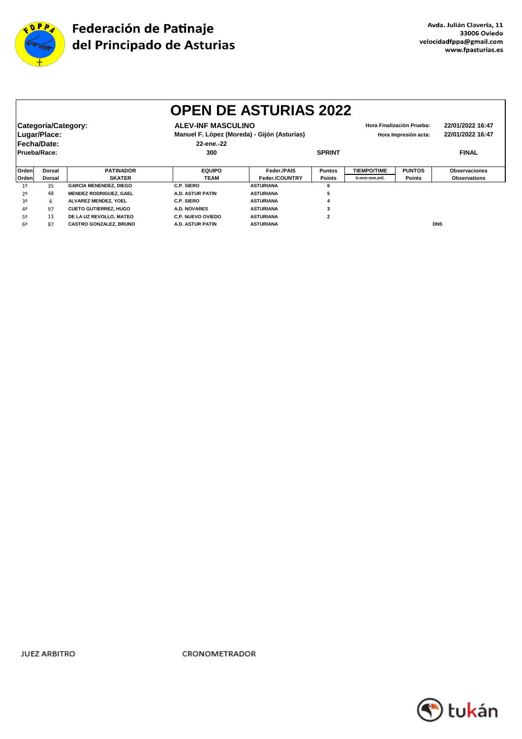Federación de Patinaje del Principado de Asturias

Avda. Julián Clavería, 11
33006 Oviedo
velocidadfppa@gmail.com
www.fpasturias.es

# OPEN DE ASTURIAS 2022

**Categoría/Category:** ALEV-INF MASCULINO
**Lugar/Place:** Manuel F. López (Moreda) - Gijón (Asturias)
**Fecha/Date:** 22-ene.-22
**Prueba/Race:** 300 SPRINT FINAL

Hora Finalización Prueba: 22/01/2022 16:47
Hora Impresión acta: 22/01/2022 16:47

| Orden | Dorsal | PATINADOR | EQUIPO | Feder./PAIS | Puntos | TIEMPO/TIME | PUNTOS | Observaciones |
|---|---|---|---|---|---|---|---|---|
| Orden | Dorsal | SKATER | TEAM | Feder./COUNTRY | Points | h:mm:mm,mil. | Points | Observations |
| 1º | 35 | GARCIA MENENDEZ, DIEGO | C.P. SIERO | ASTURIANA | 6 | | | |
| 2º | 48 | MENDEZ RODRIGUEZ, GAEL | A.D. ASTUR PATIN | ASTURIANA | 5 | | | |
| 3º | 6 | ALVAREZ MENDEZ, YOEL | C.P. SIERO | ASTURIANA | 4 | | | |
| 4º | 97 | CUETO GUTIERREZ, HUGO | A.D. NOVARES | ASTURIANA | 3 | | | |
| 5º | 13 | DE LA UZ REVOLLO, MATEO | C.P. NUEVO OVIEDO | ASTURIANA | 2 | | | |
| 6º | 87 | CASTRO GONZALEZ, BRUNO | A.D. ASTUR PATIN | ASTURIANA | | | | DNS |

JUEZ ARBITRO

CRONOMETRADOR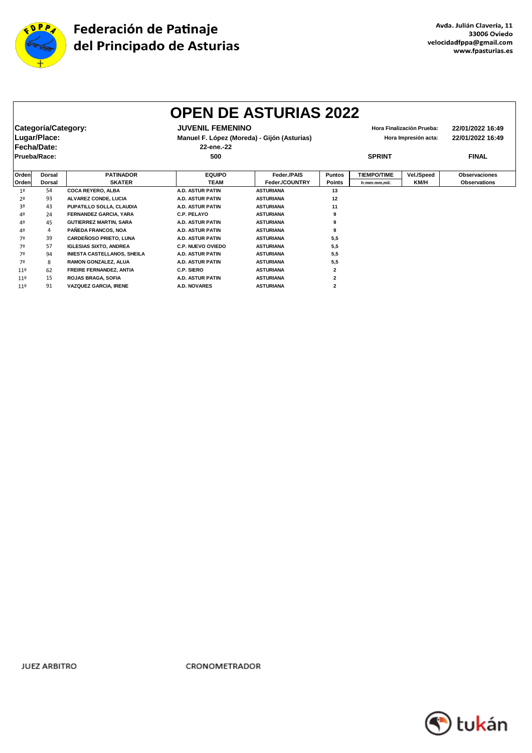**Federación de Patinaje del Principado de Asturias**

Avda. Julián Clavería, 11
33006 Oviedo
velocidadfppa@gmail.com
www.fpasturias.es

# OPEN DE ASTURIAS 2022

| | | | |
|---|---|---|---|
| **Categoría/Category:** | **JUVENIL FEMENINO** | Hora Finalización Prueba: | 22/01/2022 16:49 |
| **Lugar/Place:** | Manuel F. López (Moreda) - Gijón (Asturias) | Hora Impresión acta: | 22/01/2022 16:49 |
| **Fecha/Date:** | 22-ene.-22 | | |
| **Prueba/Race:** | 500 | SPRINT | FINAL |

| Orden<br>Orden | Dorsal<br>Dorsal | PATINADOR<br>SKATER | EQUIPO<br>TEAM | Feder./PAIS<br>Feder./COUNTRY | Puntos<br>Points | TIEMPO/TIME<br>h:mm:mm,mil. | Vel./Speed<br>KM/H | Observaciones<br>Observations |
|---|---|---|---|---|---|---|---|---|
| 1º | 54 | COCA REYERO, ALBA | A.D. ASTUR PATIN | ASTURIANA | 13 | | | |
| 2º | 93 | ALVAREZ CONDE, LUCIA | A.D. ASTUR PATIN | ASTURIANA | 12 | | | |
| 3º | 43 | PUPATILLO SOLLA, CLAUDIA | A.D. ASTUR PATIN | ASTURIANA | 11 | | | |
| 4º | 24 | FERNANDEZ GARCIA, YARA | C.P. PELAYO | ASTURIANA | 9 | | | |
| 4º | 45 | GUTIERREZ MARTIN, SARA | A.D. ASTUR PATIN | ASTURIANA | 9 | | | |
| 4º | 4 | PAÑEDA FRANCOS, NOA | A.D. ASTUR PATIN | ASTURIANA | 9 | | | |
| 7º | 39 | CARDEÑOSO PRIETO, LUNA | A.D. ASTUR PATIN | ASTURIANA | 5,5 | | | |
| 7º | 57 | IGLESIAS SIXTO, ANDREA | C.P. NUEVO OVIEDO | ASTURIANA | 5,5 | | | |
| 7º | 94 | INIESTA CASTELLANOS, SHEILA | A.D. ASTUR PATIN | ASTURIANA | 5,5 | | | |
| 7º | 8 | RAMON GONZALEZ, ALUA | A.D. ASTUR PATIN | ASTURIANA | 5,5 | | | |
| 11º | 62 | FREIRE FERNANDEZ, ANTIA | C.P. SIERO | ASTURIANA | 2 | | | |
| 11º | 15 | ROJAS BRAGA, SOFIA | A.D. ASTUR PATIN | ASTURIANA | 2 | | | |
| 11º | 91 | VAZQUEZ GARCIA, IRENE | A.D. NOVARES | ASTURIANA | 2 | | | |

JUEZ ARBITRO

CRONOMETRADOR

tukán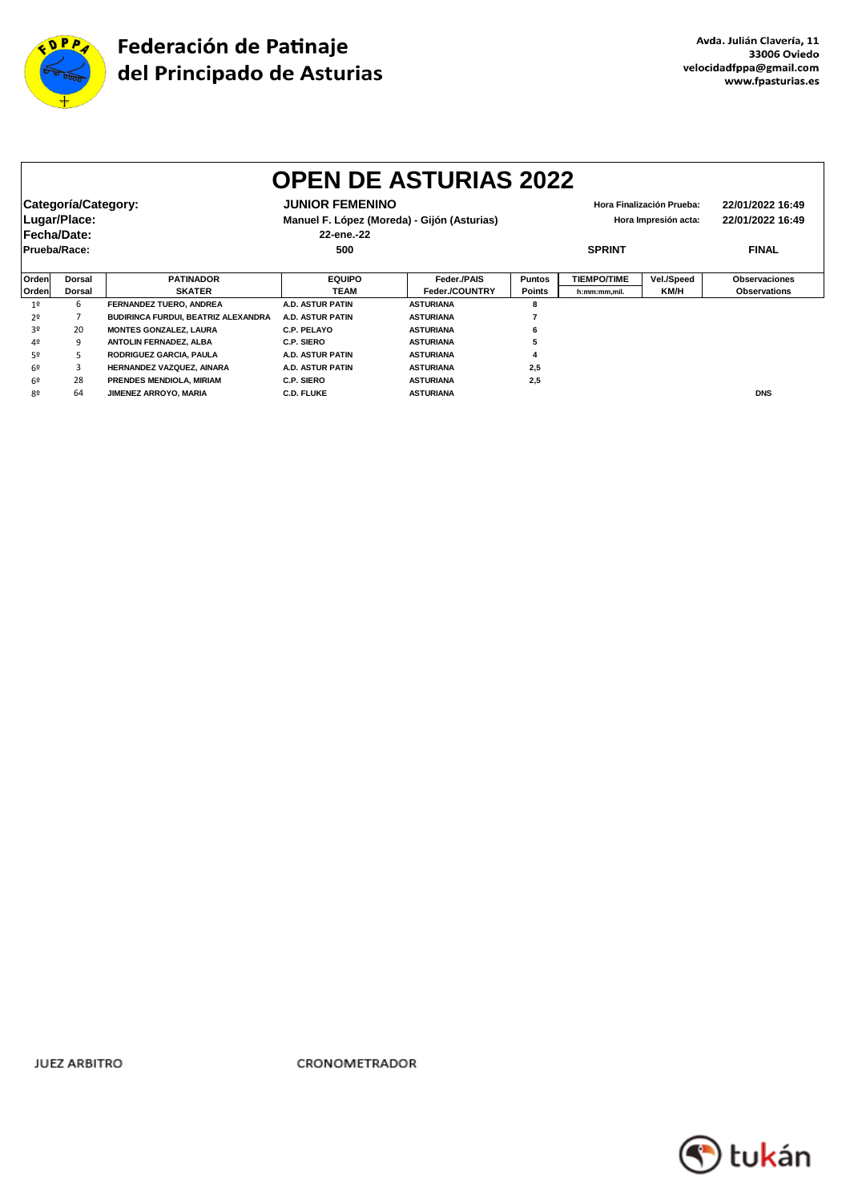# Federación de Patinaje del Principado de Asturias

Avda. Julián Clavería, 11
33006 Oviedo
velocidadfppa@gmail.com
www.fpasturias.es

## OPEN DE ASTURIAS 2022

**Categoría/Category:** JUNIOR FEMENINO
**Lugar/Place:** Manuel F. López (Moreda) - Gijón (Asturias)
**Fecha/Date:** 22-ene.-22
**Prueba/Race:** 500 — SPRINT — FINAL

Hora Finalización Prueba: 22/01/2022 16:49
Hora Impresión acta: 22/01/2022 16:49

| Orden / Orden | Dorsal / Dorsal | PATINADOR / SKATER | EQUIPO / TEAM | Feder./PAIS / Feder./COUNTRY | Puntos / Points | TIEMPO/TIME h:mm:mm,mil. | Vel./Speed KM/H | Observaciones / Observations |
|---|---|---|---|---|---|---|---|---|
| 1º | 6 | FERNANDEZ TUERO, ANDREA | A.D. ASTUR PATIN | ASTURIANA | 8 | | | |
| 2º | 7 | BUDIRINCA FURDUI, BEATRIZ ALEXANDRA | A.D. ASTUR PATIN | ASTURIANA | 7 | | | |
| 3º | 20 | MONTES GONZALEZ, LAURA | C.P. PELAYO | ASTURIANA | 6 | | | |
| 4º | 9 | ANTOLIN FERNADEZ, ALBA | C.P. SIERO | ASTURIANA | 5 | | | |
| 5º | 5 | RODRIGUEZ GARCIA, PAULA | A.D. ASTUR PATIN | ASTURIANA | 4 | | | |
| 6º | 3 | HERNANDEZ VAZQUEZ, AINARA | A.D. ASTUR PATIN | ASTURIANA | 2,5 | | | |
| 6º | 28 | PRENDES MENDIOLA, MIRIAM | C.P. SIERO | ASTURIANA | 2,5 | | | |
| 8º | 64 | JIMENEZ ARROYO, MARIA | C.D. FLUKE | ASTURIANA | | | | DNS |

JUEZ ARBITRO

CRONOMETRADOR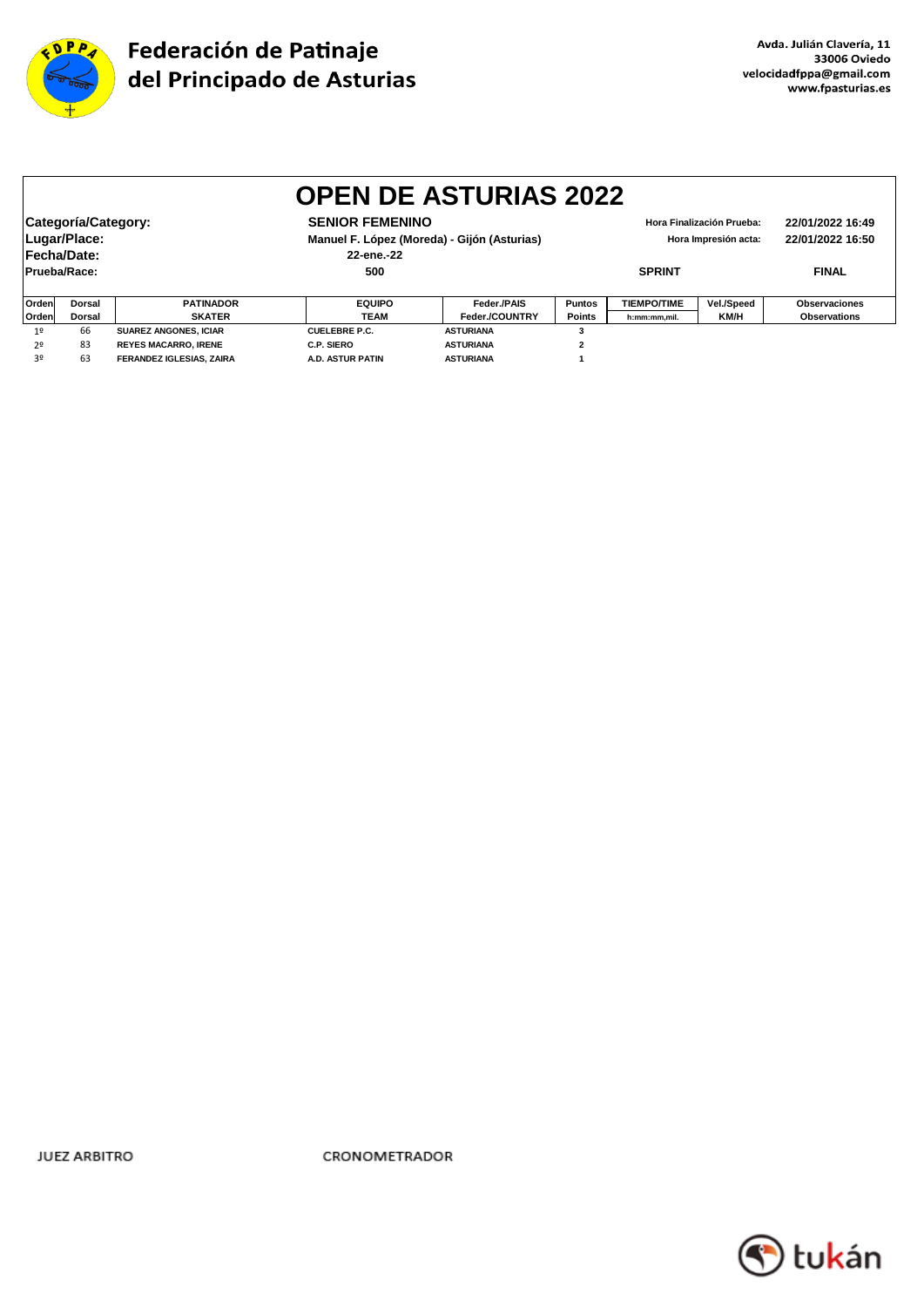**Federación de Patinaje del Principado de Asturias**

Avda. Julián Clavería, 11
33006 Oviedo
velocidadfppa@gmail.com
www.fpasturias.es

# OPEN DE ASTURIAS 2022

| | | | |
|---|---|---|---|
| **Categoría/Category:** | **SENIOR FEMENINO** | **Hora Finalización Prueba:** | **22/01/2022 16:49** |
| **Lugar/Place:** | **Manuel F. López (Moreda) - Gijón (Asturias)** | **Hora Impresión acta:** | **22/01/2022 16:50** |
| **Fecha/Date:** | **22-ene.-22** | | |
| **Prueba/Race:** | **500** | **SPRINT** | **FINAL** |

| Orden<br>Orden | Dorsal<br>Dorsal | PATINADOR<br>SKATER | EQUIPO<br>TEAM | Feder./PAIS<br>Feder./COUNTRY | Puntos<br>Points | TIEMPO/TIME<br>h:mm:mm,mil. | Vel./Speed<br>KM/H | Observaciones<br>Observations |
|---|---|---|---|---|---|---|---|---|
| 1º | 66 | SUAREZ ANGONES, ICIAR | CUELEBRE P.C. | ASTURIANA | 3 | | | |
| 2º | 83 | REYES MACARRO, IRENE | C.P. SIERO | ASTURIANA | 2 | | | |
| 3º | 63 | FERANDEZ IGLESIAS, ZAIRA | A.D. ASTUR PATIN | ASTURIANA | 1 | | | |

JUEZ ARBITRO

CRONOMETRADOR

tukán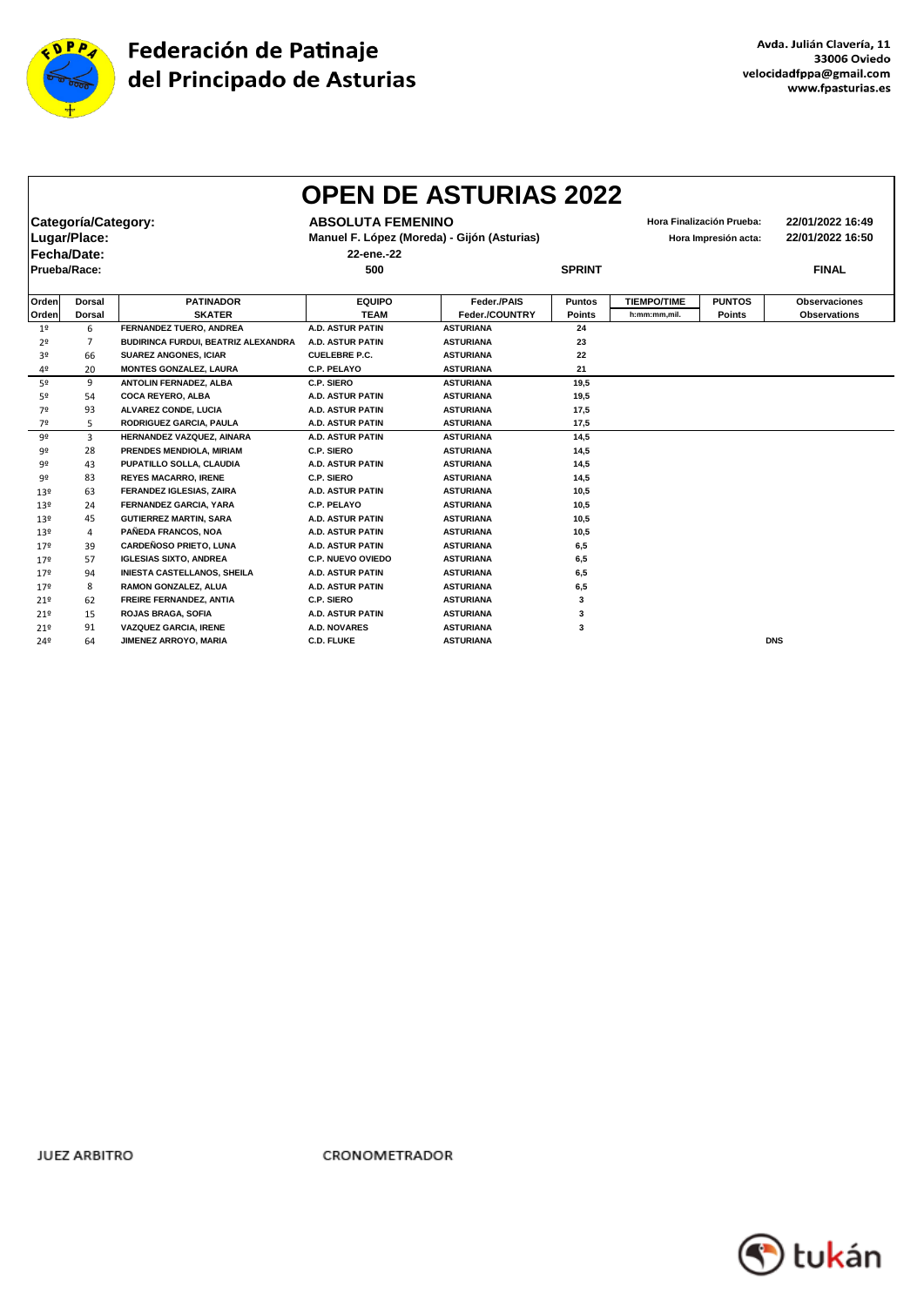Federación de Patinaje del Principado de Asturias

Avda. Julián Clavería, 11
33006 Oviedo
velocidadfppa@gmail.com
www.fpasturias.es

# OPEN DE ASTURIAS 2022

| | | | |
|---|---|---|---|
| **Categoría/Category:** | **ABSOLUTA FEMENINO** | Hora Finalización Prueba: | 22/01/2022 16:49 |
| **Lugar/Place:** | Manuel F. López (Moreda) - Gijón (Asturias) | Hora Impresión acta: | 22/01/2022 16:50 |
| **Fecha/Date:** | 22-ene.-22 | | |
| **Prueba/Race:** | 500 | SPRINT | FINAL |

| Orden<br>Orden | Dorsal<br>Dorsal | PATINADOR<br>SKATER | EQUIPO<br>TEAM | Feder./PAIS<br>Feder./COUNTRY | Puntos<br>Points | TIEMPO/TIME<br>h:mm:mm,mil. | PUNTOS<br>Points | Observaciones<br>Observations |
|---|---|---|---|---|---|---|---|---|
| 1º | 6 | FERNANDEZ TUERO, ANDREA | A.D. ASTUR PATIN | ASTURIANA | 24 | | | |
| 2º | 7 | BUDIRINCA FURDUI, BEATRIZ ALEXANDRA | A.D. ASTUR PATIN | ASTURIANA | 23 | | | |
| 3º | 66 | SUAREZ ANGONES, ICIAR | CUELEBRE P.C. | ASTURIANA | 22 | | | |
| 4º | 20 | MONTES GONZALEZ, LAURA | C.P. PELAYO | ASTURIANA | 21 | | | |
| 5º | 9 | ANTOLIN FERNADEZ, ALBA | C.P. SIERO | ASTURIANA | 19,5 | | | |
| 5º | 54 | COCA REYERO, ALBA | A.D. ASTUR PATIN | ASTURIANA | 19,5 | | | |
| 7º | 93 | ALVAREZ CONDE, LUCIA | A.D. ASTUR PATIN | ASTURIANA | 17,5 | | | |
| 7º | 5 | RODRIGUEZ GARCIA, PAULA | A.D. ASTUR PATIN | ASTURIANA | 17,5 | | | |
| 9º | 3 | HERNANDEZ VAZQUEZ, AINARA | A.D. ASTUR PATIN | ASTURIANA | 14,5 | | | |
| 9º | 28 | PRENDES MENDIOLA, MIRIAM | C.P. SIERO | ASTURIANA | 14,5 | | | |
| 9º | 43 | PUPATILLO SOLLA, CLAUDIA | A.D. ASTUR PATIN | ASTURIANA | 14,5 | | | |
| 9º | 83 | REYES MACARRO, IRENE | C.P. SIERO | ASTURIANA | 14,5 | | | |
| 13º | 63 | FERANDEZ IGLESIAS, ZAIRA | A.D. ASTUR PATIN | ASTURIANA | 10,5 | | | |
| 13º | 24 | FERNANDEZ GARCIA, YARA | C.P. PELAYO | ASTURIANA | 10,5 | | | |
| 13º | 45 | GUTIERREZ MARTIN, SARA | A.D. ASTUR PATIN | ASTURIANA | 10,5 | | | |
| 13º | 4 | PAÑEDA FRANCOS, NOA | A.D. ASTUR PATIN | ASTURIANA | 10,5 | | | |
| 17º | 39 | CARDEÑOSO PRIETO, LUNA | A.D. ASTUR PATIN | ASTURIANA | 6,5 | | | |
| 17º | 57 | IGLESIAS SIXTO, ANDREA | C.P. NUEVO OVIEDO | ASTURIANA | 6,5 | | | |
| 17º | 94 | INIESTA CASTELLANOS, SHEILA | A.D. ASTUR PATIN | ASTURIANA | 6,5 | | | |
| 17º | 8 | RAMON GONZALEZ, ALUA | A.D. ASTUR PATIN | ASTURIANA | 6,5 | | | |
| 21º | 62 | FREIRE FERNANDEZ, ANTIA | C.P. SIERO | ASTURIANA | 3 | | | |
| 21º | 15 | ROJAS BRAGA, SOFIA | A.D. ASTUR PATIN | ASTURIANA | 3 | | | |
| 21º | 91 | VAZQUEZ GARCIA, IRENE | A.D. NOVARES | ASTURIANA | 3 | | | |
| 24º | 64 | JIMENEZ ARROYO, MARIA | C.D. FLUKE | ASTURIANA | | | | DNS |

JUEZ ARBITRO

CRONOMETRADOR

tukán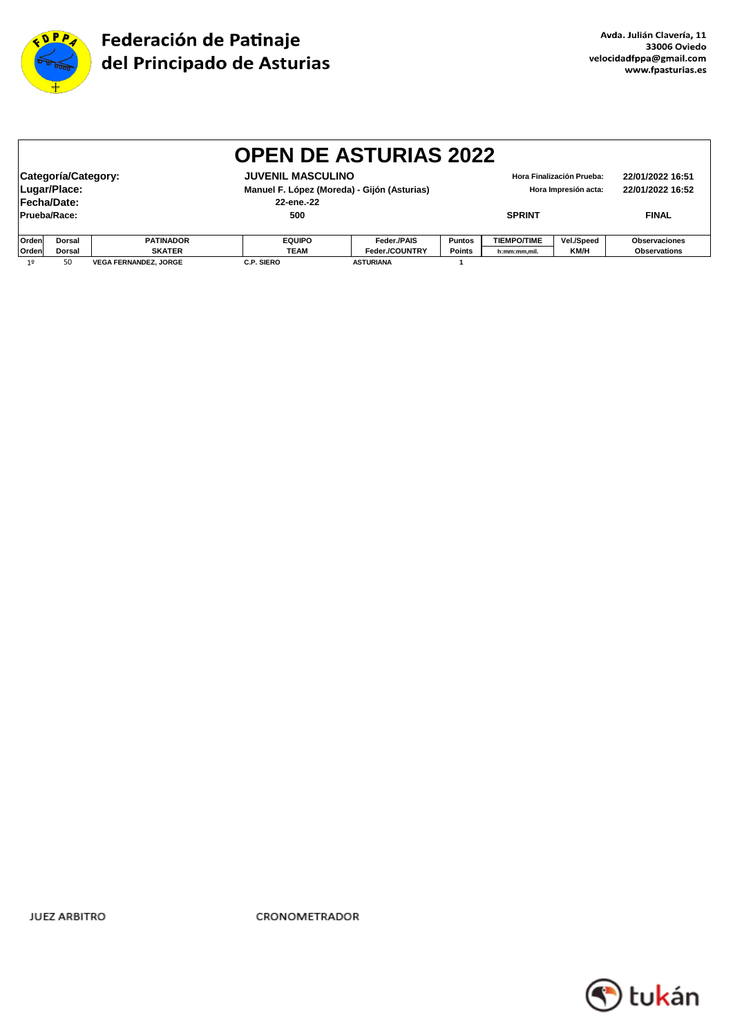# Federación de Patinaje del Principado de Asturias

**Avda. Julián Clavería, 11**
**33006 Oviedo**
**velocidadfppa@gmail.com**
**www.fpasturias.es**

## OPEN DE ASTURIAS 2022

| | | | |
|---|---|---|---|
| **Categoría/Category:** | **JUVENIL MASCULINO** | **Hora Finalización Prueba:** | **22/01/2022 16:51** |
| **Lugar/Place:** | **Manuel F. López (Moreda) - Gijón (Asturias)** | **Hora Impresión acta:** | **22/01/2022 16:52** |
| **Fecha/Date:** | **22-ene.-22** | | |
| **Prueba/Race:** | **500** | **SPRINT** | **FINAL** |

| Orden<br>Orden | Dorsal<br>Dorsal | PATINADOR<br>SKATER | EQUIPO<br>TEAM | Feder./PAIS<br>Feder./COUNTRY | Puntos<br>Points | TIEMPO/TIME<br>h:mm:mm,mil. | Vel./Speed<br>KM/H | Observaciones<br>Observations |
|---|---|---|---|---|---|---|---|---|
| 1º | 50 | VEGA FERNANDEZ, JORGE | C.P. SIERO | ASTURIANA | 1 | | | |

JUEZ ARBITRO

CRONOMETRADOR

tukán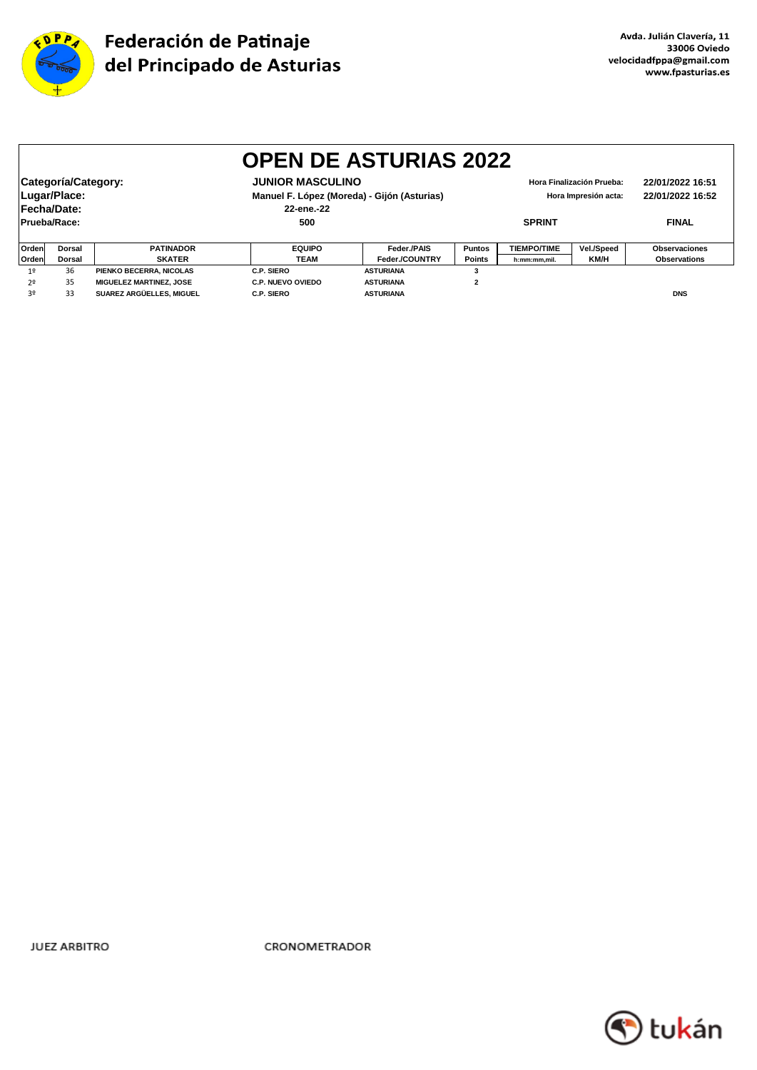Federación de Patinaje del Principado de Asturias

Avda. Julián Clavería, 11
33006 Oviedo
velocidadfppa@gmail.com
www.fpasturias.es

# OPEN DE ASTURIAS 2022

**Categoría/Category:** JUNIOR MASCULINO — Hora Finalización Prueba: 22/01/2022 16:51
**Lugar/Place:** Manuel F. López (Moreda) - Gijón (Asturias) — Hora Impresión acta: 22/01/2022 16:52
**Fecha/Date:** 22-ene.-22
**Prueba/Race:** 500 — SPRINT — FINAL

| Orden<br>Orden | Dorsal<br>Dorsal | PATINADOR<br>SKATER | EQUIPO<br>TEAM | Feder./PAIS<br>Feder./COUNTRY | Puntos<br>Points | TIEMPO/TIME<br>h:mm:mm,mil. | Vel./Speed<br>KM/H | Observaciones<br>Observations |
|---|---|---|---|---|---|---|---|---|
| 1º | 36 | PIENKO BECERRA, NICOLAS | C.P. SIERO | ASTURIANA | 3 | | | |
| 2º | 35 | MIGUELEZ MARTINEZ, JOSE | C.P. NUEVO OVIEDO | ASTURIANA | 2 | | | |
| 3º | 33 | SUAREZ ARGÜELLES, MIGUEL | C.P. SIERO | ASTURIANA | | | | DNS |

JUEZ ARBITRO

CRONOMETRADOR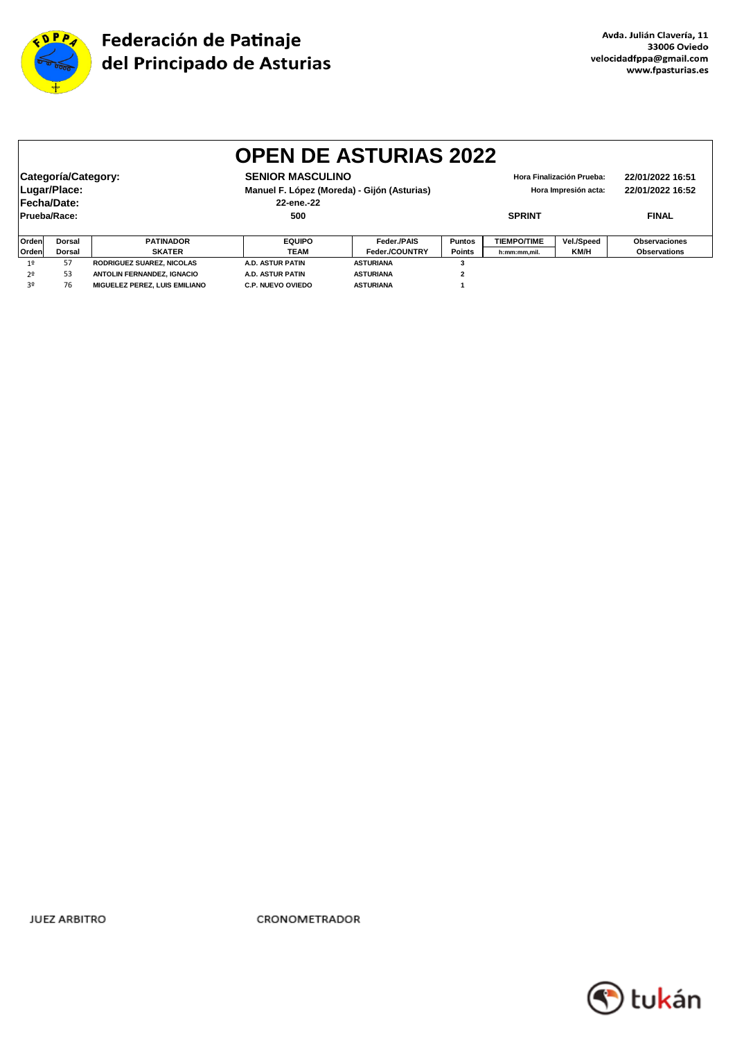**Federación de Patinaje del Principado de Asturias**

Avda. Julián Clavería, 11
33006 Oviedo
velocidadfppa@gmail.com
www.fpasturias.es

# OPEN DE ASTURIAS 2022

| | | | |
|---|---|---|---|
| **Categoría/Category:** | **SENIOR MASCULINO** | Hora Finalización Prueba: | 22/01/2022 16:51 |
| **Lugar/Place:** | **Manuel F. López (Moreda) - Gijón (Asturias)** | Hora Impresión acta: | 22/01/2022 16:52 |
| **Fecha/Date:** | **22-ene.-22** | | |
| **Prueba/Race:** | **500** | **SPRINT** | **FINAL** |

| Orden / Orden | Dorsal / Dorsal | PATINADOR / SKATER | EQUIPO / TEAM | Feder./PAIS / Feder./COUNTRY | Puntos / Points | TIEMPO/TIME / h:mm:mm,mil. | Vel./Speed / KM/H | Observaciones / Observations |
|---|---|---|---|---|---|---|---|---|
| 1º | 57 | RODRIGUEZ SUAREZ, NICOLAS | A.D. ASTUR PATIN | ASTURIANA | 3 | | | |
| 2º | 53 | ANTOLIN FERNANDEZ, IGNACIO | A.D. ASTUR PATIN | ASTURIANA | 2 | | | |
| 3º | 76 | MIGUELEZ PEREZ, LUIS EMILIANO | C.P. NUEVO OVIEDO | ASTURIANA | 1 | | | |

JUEZ ARBITRO

CRONOMETRADOR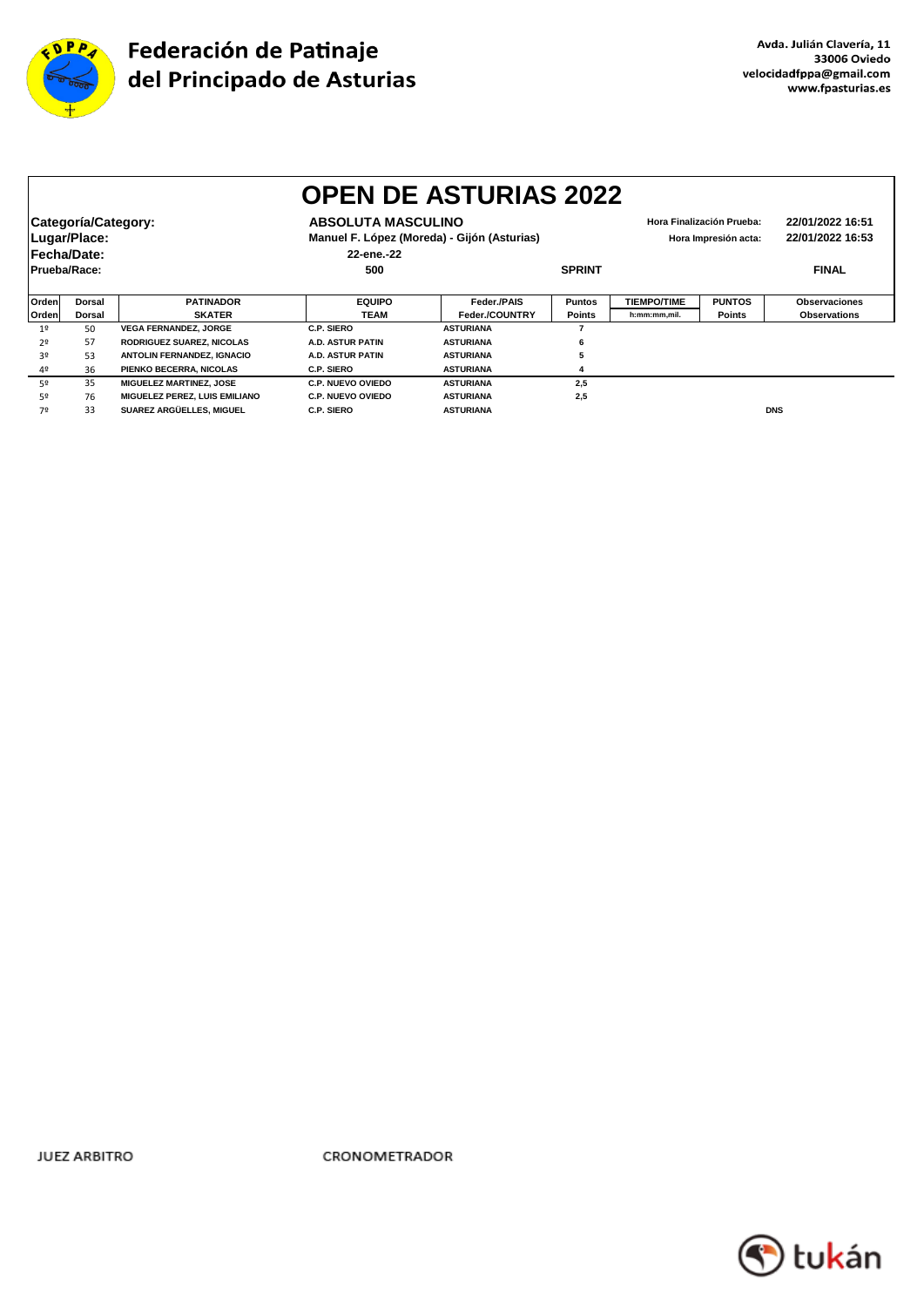**Federación de Patinaje del Principado de Asturias**

Avda. Julián Clavería, 11
33006 Oviedo
velocidadfppa@gmail.com
www.fpasturias.es

# OPEN DE ASTURIAS 2022

| | | | |
|---|---|---|---|
| **Categoría/Category:** | **ABSOLUTA MASCULINO** | Hora Finalización Prueba: | 22/01/2022 16:51 |
| **Lugar/Place:** | **Manuel F. López (Moreda) - Gijón (Asturias)** | Hora Impresión acta: | 22/01/2022 16:53 |
| **Fecha/Date:** | **22-ene.-22** | | |
| **Prueba/Race:** | **500** | **SPRINT** | **FINAL** |

| Orden Orden | Dorsal Dorsal | PATINADOR SKATER | EQUIPO TEAM | Feder./PAIS Feder./COUNTRY | Puntos Points | TIEMPO/TIME h:mm:mm,mil. | PUNTOS Points | Observaciones Observations |
|---|---|---|---|---|---|---|---|---|
| 1º | 50 | VEGA FERNANDEZ, JORGE | C.P. SIERO | ASTURIANA | 7 | | | |
| 2º | 57 | RODRIGUEZ SUAREZ, NICOLAS | A.D. ASTUR PATIN | ASTURIANA | 6 | | | |
| 3º | 53 | ANTOLIN FERNANDEZ, IGNACIO | A.D. ASTUR PATIN | ASTURIANA | 5 | | | |
| 4º | 36 | PIENKO BECERRA, NICOLAS | C.P. SIERO | ASTURIANA | 4 | | | |
| 5º | 35 | MIGUELEZ MARTINEZ, JOSE | C.P. NUEVO OVIEDO | ASTURIANA | 2,5 | | | |
| 5º | 76 | MIGUELEZ PEREZ, LUIS EMILIANO | C.P. NUEVO OVIEDO | ASTURIANA | 2,5 | | | |
| 7º | 33 | SUAREZ ARGÜELLES, MIGUEL | C.P. SIERO | ASTURIANA | | | | DNS |

JUEZ ARBITRO

CRONOMETRADOR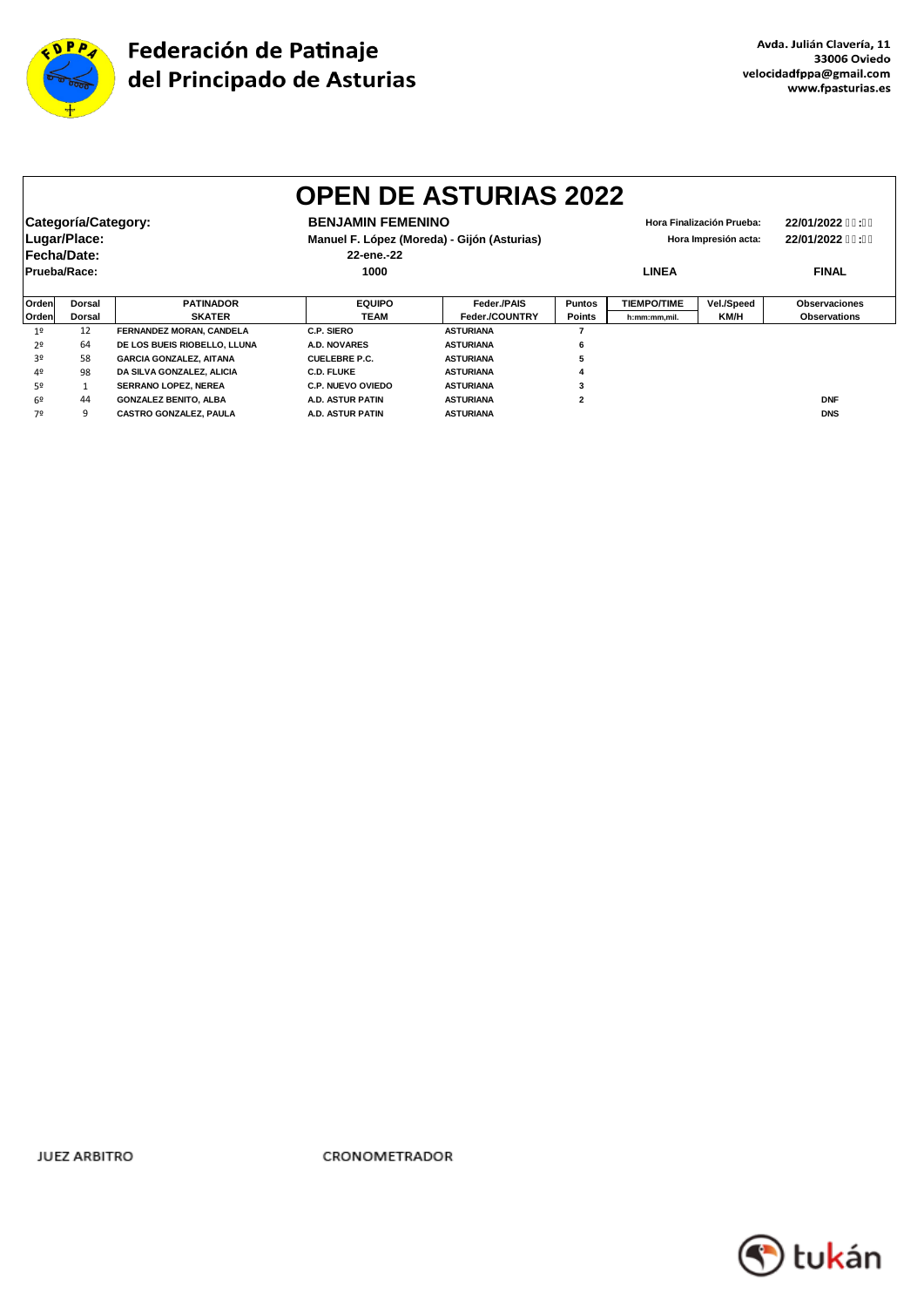Federación de Patinaje del Principado de Asturias

Avda. Julián Clavería, 11
33006 Oviedo
velocidadfppa@gmail.com
www.fpasturias.es

# OPEN DE ASTURIAS 2022

**Categoría/Category:** BENJAMIN FEMENINO
**Lugar/Place:** Manuel F. López (Moreda) - Gijón (Asturias)
**Fecha/Date:** 22-ene.-22
**Prueba/Race:** 1000 — LINEA — FINAL

Hora Finalización Prueba: 22/01/2022 
Hora Impresión acta: 22/01/2022 

| Orden Orden | Dorsal Dorsal | PATINADOR SKATER | EQUIPO TEAM | Feder./PAIS Feder./COUNTRY | Puntos Points | TIEMPO/TIME h:mm:mm,mil. | Vel./Speed KM/H | Observaciones Observations |
|---|---|---|---|---|---|---|---|---|
| 1º | 12 | FERNANDEZ MORAN, CANDELA | C.P. SIERO | ASTURIANA | 7 | | | |
| 2º | 64 | DE LOS BUEIS RIOBELLO, LLUNA | A.D. NOVARES | ASTURIANA | 6 | | | |
| 3º | 58 | GARCIA GONZALEZ, AITANA | CUELEBRE P.C. | ASTURIANA | 5 | | | |
| 4º | 98 | DA SILVA GONZALEZ, ALICIA | C.D. FLUKE | ASTURIANA | 4 | | | |
| 5º | 1 | SERRANO LOPEZ, NEREA | C.P. NUEVO OVIEDO | ASTURIANA | 3 | | | |
| 6º | 44 | GONZALEZ BENITO, ALBA | A.D. ASTUR PATIN | ASTURIANA | 2 | | | DNF |
| 7º | 9 | CASTRO GONZALEZ, PAULA | A.D. ASTUR PATIN | ASTURIANA | | | | DNS |

JUEZ ARBITRO

CRONOMETRADOR

tukán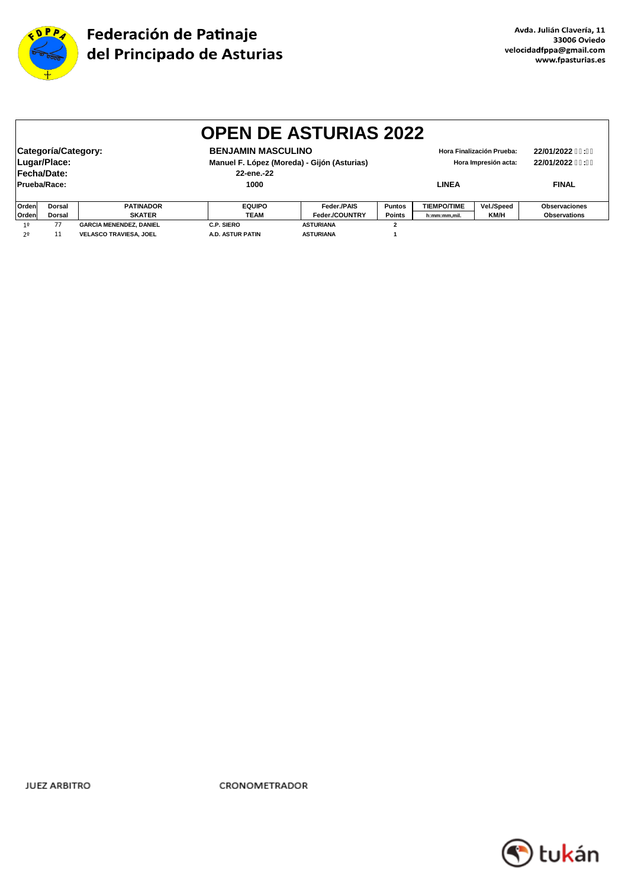Federación de Patinaje del Principado de Asturias

Avda. Julián Clavería, 11
33006 Oviedo
velocidadfppa@gmail.com
www.fpasturias.es

# OPEN DE ASTURIAS 2022

**Categoría/Category:** BENJAMIN MASCULINO
**Lugar/Place:** Manuel F. López (Moreda) - Gijón (Asturias)
**Fecha/Date:** 22-ene.-22
**Prueba/Race:** 1000 LINEA FINAL

Hora Finalización Prueba: 22/01/2022 ::
Hora Impresión acta: 22/01/2022 ::

| Orden Orden | Dorsal Dorsal | PATINADOR SKATER | EQUIPO TEAM | Feder./PAIS Feder./COUNTRY | Puntos Points | TIEMPO/TIME h:mm:mm,mil. | Vel./Speed KM/H | Observaciones Observations |
|---|---|---|---|---|---|---|---|---|
| 1º | 77 | GARCIA MENENDEZ, DANIEL | C.P. SIERO | ASTURIANA | 2 | | | |
| 2º | 11 | VELASCO TRAVIESA, JOEL | A.D. ASTUR PATIN | ASTURIANA | 1 | | | |

JUEZ ARBITRO

CRONOMETRADOR

tukán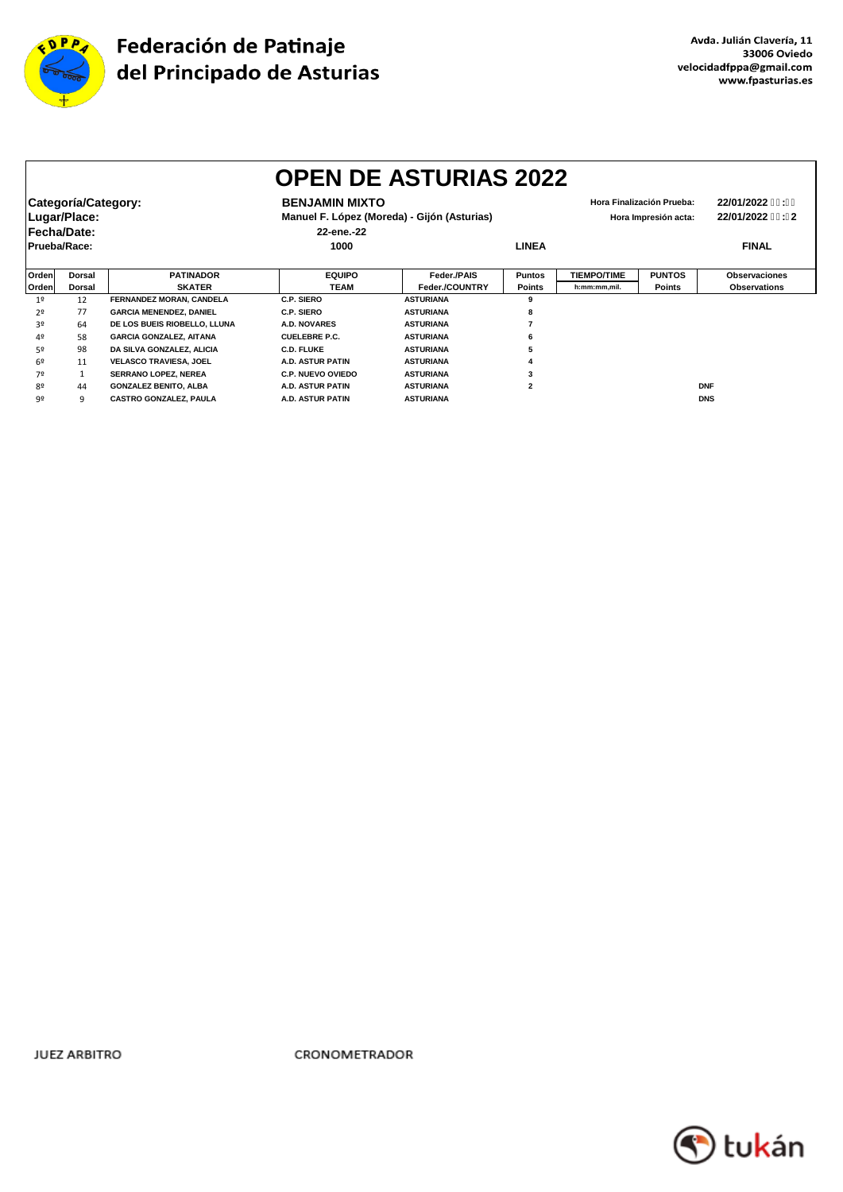Federación de Patinaje del Principado de Asturias

Avda. Julián Clavería, 11
33006 Oviedo
velocidadfppa@gmail.com
www.fpasturias.es

# OPEN DE ASTURIAS 2022

**Categoría/Category:** BENJAMIN MIXTO
**Lugar/Place:** Manuel F. López (Moreda) - Gijón (Asturias)
**Fecha/Date:** 22-ene.-22
**Prueba/Race:** 1000 — LINEA — FINAL

Hora Finalización Prueba: 22/01/2022 ::
Hora Impresión acta: 22/01/2022 ::2

| Orden | Dorsal | PATINADOR | EQUIPO | Feder./PAIS | Puntos | TIEMPO/TIME | PUNTOS | Observaciones |
|---|---|---|---|---|---|---|---|---|
| Orden | Dorsal | SKATER | TEAM | Feder./COUNTRY | Points | h:mm:mm,mil. | Points | Observations |
| 1º | 12 | FERNANDEZ MORAN, CANDELA | C.P. SIERO | ASTURIANA | 9 | | | |
| 2º | 77 | GARCIA MENENDEZ, DANIEL | C.P. SIERO | ASTURIANA | 8 | | | |
| 3º | 64 | DE LOS BUEIS RIOBELLO, LLUNA | A.D. NOVARES | ASTURIANA | 7 | | | |
| 4º | 58 | GARCIA GONZALEZ, AITANA | CUELEBRE P.C. | ASTURIANA | 6 | | | |
| 5º | 98 | DA SILVA GONZALEZ, ALICIA | C.D. FLUKE | ASTURIANA | 5 | | | |
| 6º | 11 | VELASCO TRAVIESA, JOEL | A.D. ASTUR PATIN | ASTURIANA | 4 | | | |
| 7º | 1 | SERRANO LOPEZ, NEREA | C.P. NUEVO OVIEDO | ASTURIANA | 3 | | | |
| 8º | 44 | GONZALEZ BENITO, ALBA | A.D. ASTUR PATIN | ASTURIANA | 2 | | | DNF |
| 9º | 9 | CASTRO GONZALEZ, PAULA | A.D. ASTUR PATIN | ASTURIANA | | | | DNS |

JUEZ ARBITRO

CRONOMETRADOR

tukán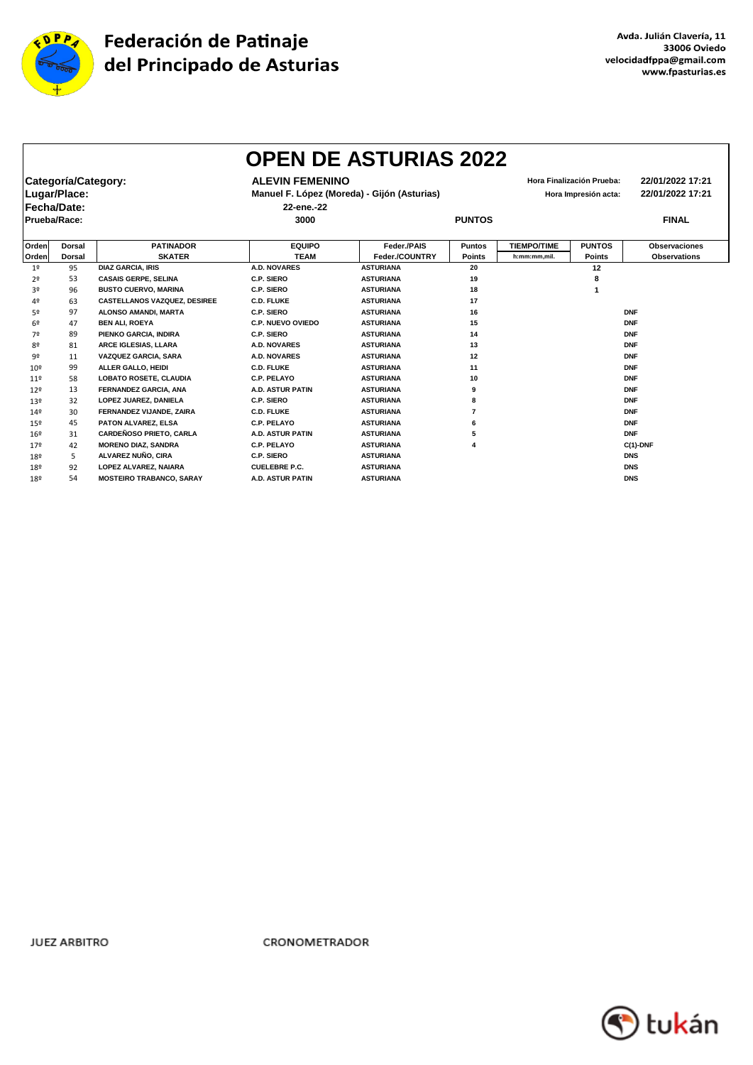Federación de Patinaje del Principado de Asturias

Avda. Julián Clavería, 11
33006 Oviedo
velocidadfppa@gmail.com
www.fpasturias.es

# OPEN DE ASTURIAS 2022

**Categoría/Category:** ALEVIN FEMENINO
**Lugar/Place:** Manuel F. López (Moreda) - Gijón (Asturias)
**Fecha/Date:** 22-ene.-22
**Prueba/Race:** 3000 PUNTOS FINAL

Hora Finalización Prueba: 22/01/2022 17:21
Hora Impresión acta: 22/01/2022 17:21

| Orden | Dorsal | PATINADOR | EQUIPO | Feder./PAIS | Puntos | TIEMPO/TIME | PUNTOS | Observaciones |
|---|---|---|---|---|---|---|---|---|
| Orden | Dorsal | SKATER | TEAM | Feder./COUNTRY | Points | h:mm:mm,mil. | Points | Observations |
| 1º | 95 | DIAZ GARCIA, IRIS | A.D. NOVARES | ASTURIANA | 20 | | 12 | |
| 2º | 53 | CASAIS GERPE, SELINA | C.P. SIERO | ASTURIANA | 19 | | 8 | |
| 3º | 96 | BUSTO CUERVO, MARINA | C.P. SIERO | ASTURIANA | 18 | | 1 | |
| 4º | 63 | CASTELLANOS VAZQUEZ, DESIREE | C.D. FLUKE | ASTURIANA | 17 | | | |
| 5º | 97 | ALONSO AMANDI, MARTA | C.P. SIERO | ASTURIANA | 16 | | | DNF |
| 6º | 47 | BEN ALI, ROEYA | C.P. NUEVO OVIEDO | ASTURIANA | 15 | | | DNF |
| 7º | 89 | PIENKO GARCIA, INDIRA | C.P. SIERO | ASTURIANA | 14 | | | DNF |
| 8º | 81 | ARCE IGLESIAS, LLARA | A.D. NOVARES | ASTURIANA | 13 | | | DNF |
| 9º | 11 | VAZQUEZ GARCIA, SARA | A.D. NOVARES | ASTURIANA | 12 | | | DNF |
| 10º | 99 | ALLER GALLO, HEIDI | C.D. FLUKE | ASTURIANA | 11 | | | DNF |
| 11º | 58 | LOBATO ROSETE, CLAUDIA | C.P. PELAYO | ASTURIANA | 10 | | | DNF |
| 12º | 13 | FERNANDEZ GARCIA, ANA | A.D. ASTUR PATIN | ASTURIANA | 9 | | | DNF |
| 13º | 32 | LOPEZ JUAREZ, DANIELA | C.P. SIERO | ASTURIANA | 8 | | | DNF |
| 14º | 30 | FERNANDEZ VIJANDE, ZAIRA | C.D. FLUKE | ASTURIANA | 7 | | | DNF |
| 15º | 45 | PATON ALVAREZ, ELSA | C.P. PELAYO | ASTURIANA | 6 | | | DNF |
| 16º | 31 | CARDEÑOSO PRIETO, CARLA | A.D. ASTUR PATIN | ASTURIANA | 5 | | | DNF |
| 17º | 42 | MORENO DIAZ, SANDRA | C.P. PELAYO | ASTURIANA | 4 | | | C(1)-DNF |
| 18º | 5 | ALVAREZ NUÑO, CIRA | C.P. SIERO | ASTURIANA | | | | DNS |
| 18º | 92 | LOPEZ ALVAREZ, NAIARA | CUELEBRE P.C. | ASTURIANA | | | | DNS |
| 18º | 54 | MOSTEIRO TRABANCO, SARAY | A.D. ASTUR PATIN | ASTURIANA | | | | DNS |

JUEZ ARBITRO

CRONOMETRADOR

tukán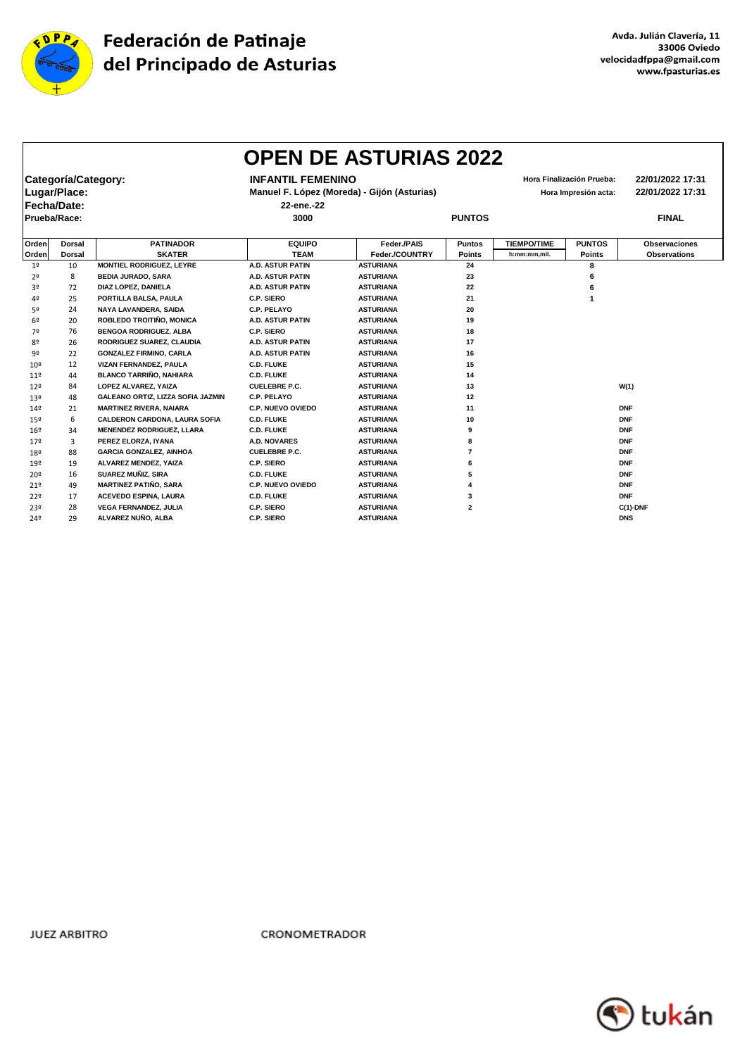Federación de Patinaje del Principado de Asturias

Avda. Julián Clavería, 11
33006 Oviedo
velocidadfppa@gmail.com
www.fpasturias.es

# OPEN DE ASTURIAS 2022

**Categoría/Category:** INFANTIL FEMENINO
**Lugar/Place:** Manuel F. López (Moreda) - Gijón (Asturias)
**Fecha/Date:** 22-ene.-22
**Prueba/Race:** 3000 PUNTOS FINAL

Hora Finalización Prueba: 22/01/2022 17:31
Hora Impresión acta: 22/01/2022 17:31

| Orden / Orden | Dorsal / Dorsal | PATINADOR / SKATER | EQUIPO / TEAM | Feder./PAIS / Feder./COUNTRY | Puntos / Points | TIEMPO/TIME / h:mm:mm,mil. | PUNTOS / Points | Observaciones / Observations |
|---|---|---|---|---|---|---|---|---|
| 1º | 10 | MONTIEL RODRIGUEZ, LEYRE | A.D. ASTUR PATIN | ASTURIANA | 24 | | 8 | |
| 2º | 8 | BEDIA JURADO, SARA | A.D. ASTUR PATIN | ASTURIANA | 23 | | 6 | |
| 3º | 72 | DIAZ LOPEZ, DANIELA | A.D. ASTUR PATIN | ASTURIANA | 22 | | 6 | |
| 4º | 25 | PORTILLA BALSA, PAULA | C.P. SIERO | ASTURIANA | 21 | | 1 | |
| 5º | 24 | NAYA LAVANDERA, SAIDA | C.P. PELAYO | ASTURIANA | 20 | | | |
| 6º | 20 | ROBLEDO TROITIÑO, MONICA | A.D. ASTUR PATIN | ASTURIANA | 19 | | | |
| 7º | 76 | BENGOA RODRIGUEZ, ALBA | C.P. SIERO | ASTURIANA | 18 | | | |
| 8º | 26 | RODRIGUEZ SUAREZ, CLAUDIA | A.D. ASTUR PATIN | ASTURIANA | 17 | | | |
| 9º | 22 | GONZALEZ FIRMINO, CARLA | A.D. ASTUR PATIN | ASTURIANA | 16 | | | |
| 10º | 12 | VIZAN FERNANDEZ, PAULA | C.D. FLUKE | ASTURIANA | 15 | | | |
| 11º | 44 | BLANCO TARRIÑO, NAHIARA | C.D. FLUKE | ASTURIANA | 14 | | | |
| 12º | 84 | LOPEZ ALVAREZ, YAIZA | CUELEBRE P.C. | ASTURIANA | 13 | | | W(1) |
| 13º | 48 | GALEANO ORTIZ, LIZZA SOFIA JAZMIN | C.P. PELAYO | ASTURIANA | 12 | | | |
| 14º | 21 | MARTINEZ RIVERA, NAIARA | C.P. NUEVO OVIEDO | ASTURIANA | 11 | | | DNF |
| 15º | 6 | CALDERON CARDONA, LAURA SOFIA | C.D. FLUKE | ASTURIANA | 10 | | | DNF |
| 16º | 34 | MENENDEZ RODRIGUEZ, LLARA | C.D. FLUKE | ASTURIANA | 9 | | | DNF |
| 17º | 3 | PEREZ ELORZA, IYANA | A.D. NOVARES | ASTURIANA | 8 | | | DNF |
| 18º | 88 | GARCIA GONZALEZ, AINHOA | CUELEBRE P.C. | ASTURIANA | 7 | | | DNF |
| 19º | 19 | ALVAREZ MENDEZ, YAIZA | C.P. SIERO | ASTURIANA | 6 | | | DNF |
| 20º | 16 | SUAREZ MUÑIZ, SIRA | C.D. FLUKE | ASTURIANA | 5 | | | DNF |
| 21º | 49 | MARTINEZ PATIÑO, SARA | C.P. NUEVO OVIEDO | ASTURIANA | 4 | | | DNF |
| 22º | 17 | ACEVEDO ESPINA, LAURA | C.D. FLUKE | ASTURIANA | 3 | | | DNF |
| 23º | 28 | VEGA FERNANDEZ, JULIA | C.P. SIERO | ASTURIANA | 2 | | | C(1)-DNF |
| 24º | 29 | ALVAREZ NUÑO, ALBA | C.P. SIERO | ASTURIANA | | | | DNS |

JUEZ ARBITRO

CRONOMETRADOR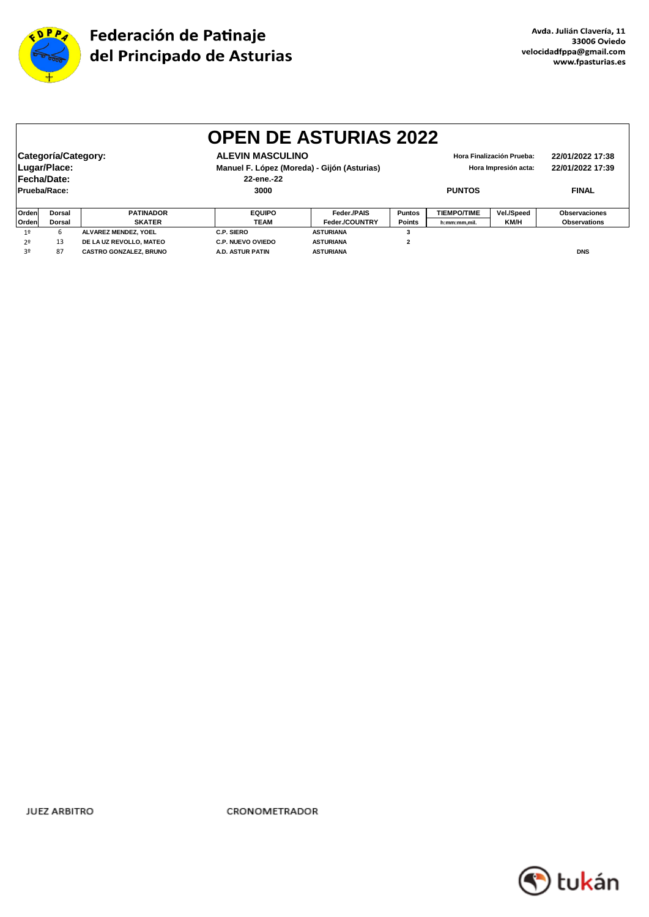**Federación de Patinaje del Principado de Asturias**

Avda. Julián Clavería, 11
33006 Oviedo
velocidadfppa@gmail.com
www.fpasturias.es

# OPEN DE ASTURIAS 2022

| | | | |
|---|---|---|---|
| **Categoría/Category:** | **ALEVIN MASCULINO** | **Hora Finalización Prueba:** | **22/01/2022 17:38** |
| **Lugar/Place:** | **Manuel F. López (Moreda) - Gijón (Asturias)** | **Hora Impresión acta:** | **22/01/2022 17:39** |
| **Fecha/Date:** | **22-ene.-22** | | |
| **Prueba/Race:** | **3000** | **PUNTOS** | **FINAL** |

| Orden / Orden | Dorsal / Dorsal | PATINADOR / SKATER | EQUIPO / TEAM | Feder./PAIS / Feder./COUNTRY | Puntos / Points | TIEMPO/TIME / h:mm:mm,mil. | Vel./Speed / KM/H | Observaciones / Observations |
|---|---|---|---|---|---|---|---|---|
| 1º | 6 | ALVAREZ MENDEZ, YOEL | C.P. SIERO | ASTURIANA | 3 | | | |
| 2º | 13 | DE LA UZ REVOLLO, MATEO | C.P. NUEVO OVIEDO | ASTURIANA | 2 | | | |
| 3º | 87 | CASTRO GONZALEZ, BRUNO | A.D. ASTUR PATIN | ASTURIANA | | | | DNS |

JUEZ ARBITRO

CRONOMETRADOR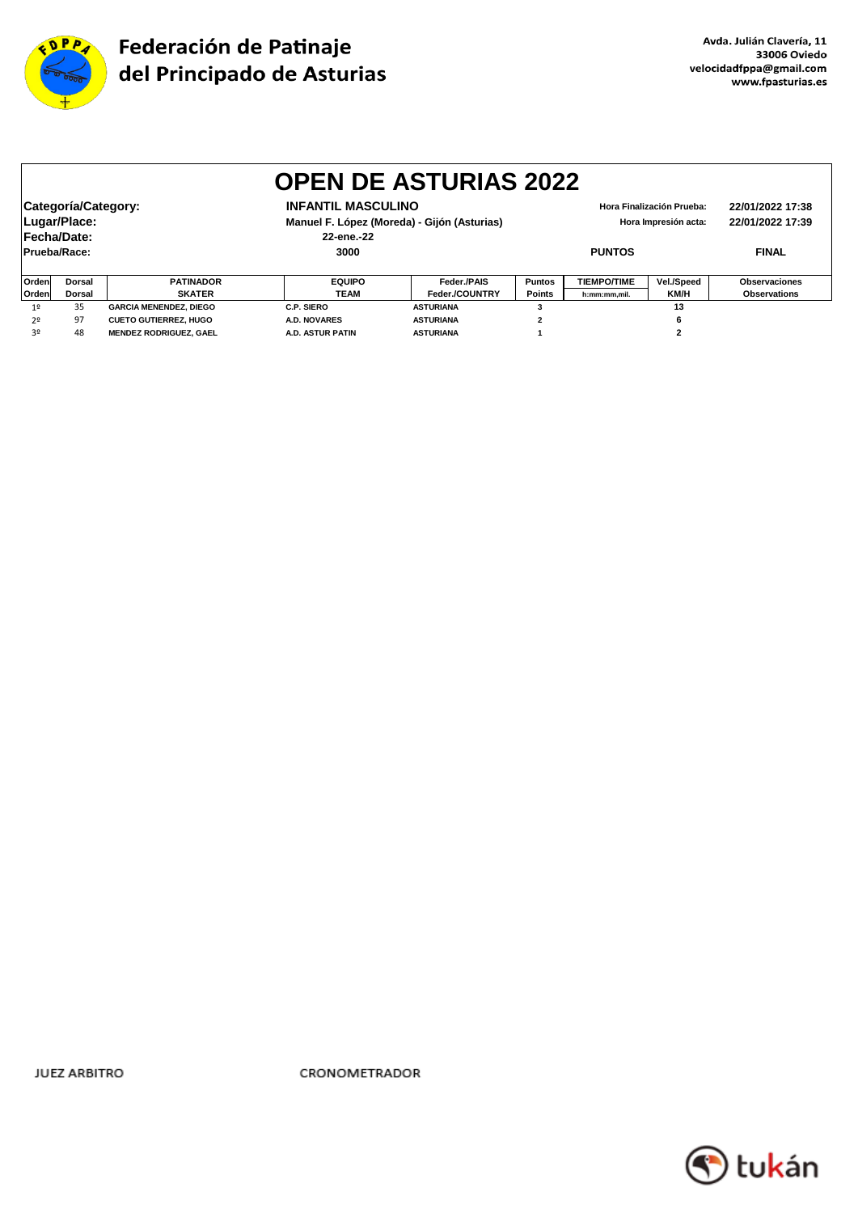Federación de Patinaje del Principado de Asturias

Avda. Julián Clavería, 11
33006 Oviedo
velocidadfppa@gmail.com
www.fpasturias.es

# OPEN DE ASTURIAS 2022

| | | | |
|---|---|---|---|
| **Categoría/Category:** | **INFANTIL MASCULINO** | **Hora Finalización Prueba:** | **22/01/2022 17:38** |
| **Lugar/Place:** | **Manuel F. López (Moreda) - Gijón (Asturias)** | **Hora Impresión acta:** | **22/01/2022 17:39** |
| **Fecha/Date:** | **22-ene.-22** | | |
| **Prueba/Race:** | **3000** | **PUNTOS** | **FINAL** |

| Orden<br>Orden | Dorsal<br>Dorsal | PATINADOR<br>SKATER | EQUIPO<br>TEAM | Feder./PAIS<br>Feder./COUNTRY | Puntos<br>Points | TIEMPO/TIME<br>h:mm:mm,mil. | Vel./Speed<br>KM/H | Observaciones<br>Observations |
|---|---|---|---|---|---|---|---|---|
| 1º | 35 | GARCIA MENENDEZ, DIEGO | C.P. SIERO | ASTURIANA | 3 | | 13 | |
| 2º | 97 | CUETO GUTIERREZ, HUGO | A.D. NOVARES | ASTURIANA | 2 | | 6 | |
| 3º | 48 | MENDEZ RODRIGUEZ, GAEL | A.D. ASTUR PATIN | ASTURIANA | 1 | | 2 | |

JUEZ ARBITRO

CRONOMETRADOR

tukán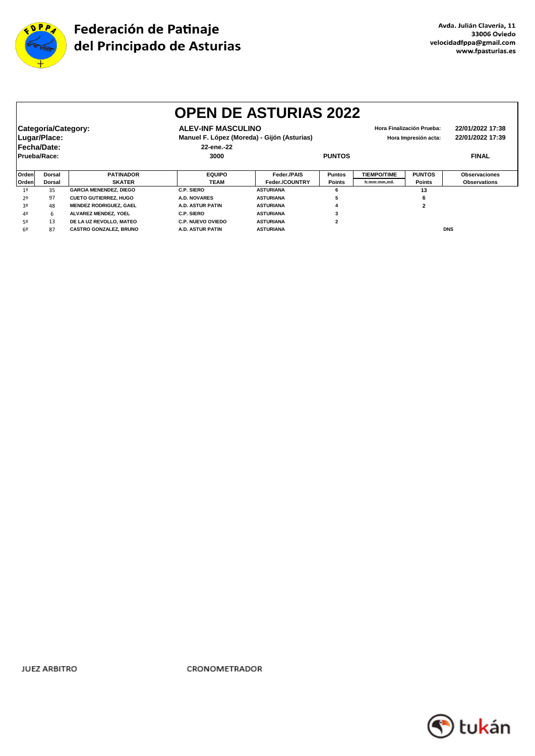# Federación de Patinaje del Principado de Asturias

**Avda. Julián Clavería, 11**
**33006 Oviedo**
**velocidadfppa@gmail.com**
**www.fpasturias.es**

## OPEN DE ASTURIAS 2022

| | | | |
|---|---|---|---|
| **Categoría/Category:** | **ALEV-INF MASCULINO** | **Hora Finalización Prueba:** | **22/01/2022 17:38** |
| **Lugar/Place:** | **Manuel F. López (Moreda) - Gijón (Asturias)** | **Hora Impresión acta:** | **22/01/2022 17:39** |
| **Fecha/Date:** | **22-ene.-22** | | |
| **Prueba/Race:** | **3000** | **PUNTOS** | **FINAL** |

| Orden<br>Orden | Dorsal<br>Dorsal | PATINADOR<br>SKATER | EQUIPO<br>TEAM | Feder./PAIS<br>Feder./COUNTRY | Puntos<br>Points | TIEMPO/TIME<br>h:mm:mm,mil. | PUNTOS<br>Points | Observaciones<br>Observations |
|---|---|---|---|---|---|---|---|---|
| 1º | 35 | GARCIA MENENDEZ, DIEGO | C.P. SIERO | ASTURIANA | 6 | | 13 | |
| 2º | 97 | CUETO GUTIERREZ, HUGO | A.D. NOVARES | ASTURIANA | 5 | | 6 | |
| 3º | 48 | MENDEZ RODRIGUEZ, GAEL | A.D. ASTUR PATIN | ASTURIANA | 4 | | 2 | |
| 4º | 6 | ALVAREZ MENDEZ, YOEL | C.P. SIERO | ASTURIANA | 3 | | | |
| 5º | 13 | DE LA UZ REVOLLO, MATEO | C.P. NUEVO OVIEDO | ASTURIANA | 2 | | | |
| 6º | 87 | CASTRO GONZALEZ, BRUNO | A.D. ASTUR PATIN | ASTURIANA | | | | DNS |

JUEZ ARBITRO

CRONOMETRADOR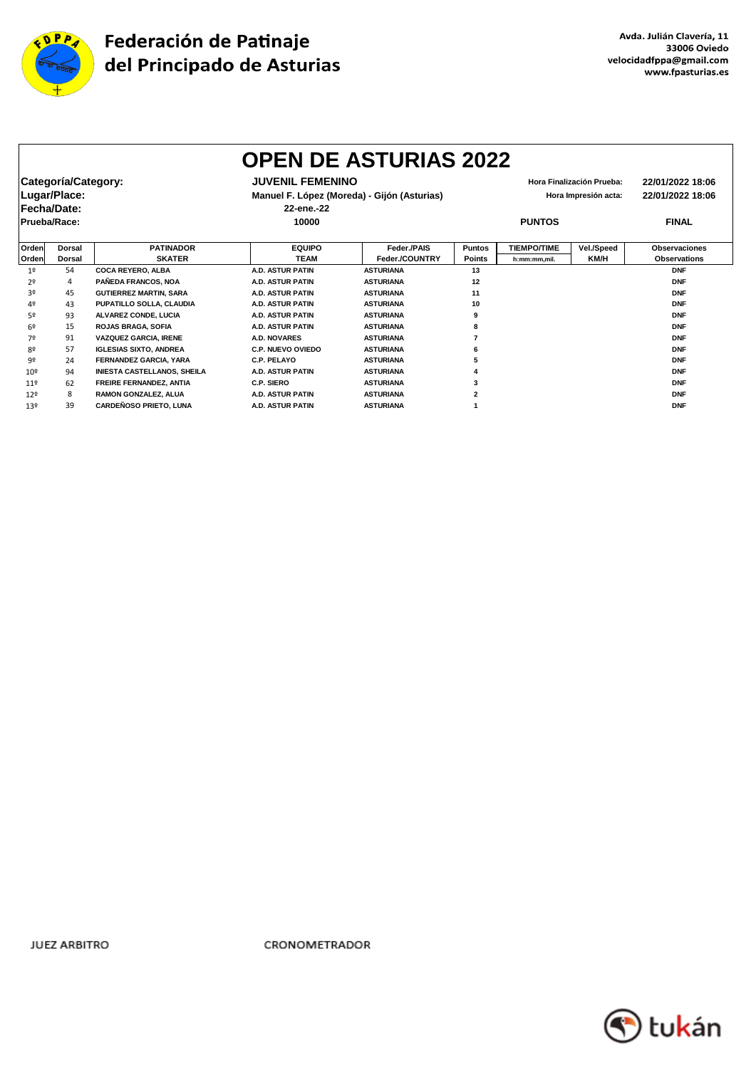**Federación de Patinaje del Principado de Asturias**

Avda. Julián Clavería, 11
33006 Oviedo
velocidadfppa@gmail.com
www.fpasturias.es

# OPEN DE ASTURIAS 2022

| | | | |
|---|---|---|---|
| **Categoría/Category:** | **JUVENIL FEMENINO** | Hora Finalización Prueba: | 22/01/2022 18:06 |
| **Lugar/Place:** | Manuel F. López (Moreda) - Gijón (Asturias) | Hora Impresión acta: | 22/01/2022 18:06 |
| **Fecha/Date:** | 22-ene.-22 | | |
| **Prueba/Race:** | 10000 | PUNTOS | FINAL |

| Orden<br>Orden | Dorsal<br>Dorsal | PATINADOR<br>SKATER | EQUIPO<br>TEAM | Feder./PAIS<br>Feder./COUNTRY | Puntos<br>Points | TIEMPO/TIME<br>h:mm:mm,mil. | Vel./Speed<br>KM/H | Observaciones<br>Observations |
|---|---|---|---|---|---|---|---|---|
| 1º | 54 | COCA REYERO, ALBA | A.D. ASTUR PATIN | ASTURIANA | 13 | | | DNF |
| 2º | 4 | PAÑEDA FRANCOS, NOA | A.D. ASTUR PATIN | ASTURIANA | 12 | | | DNF |
| 3º | 45 | GUTIERREZ MARTIN, SARA | A.D. ASTUR PATIN | ASTURIANA | 11 | | | DNF |
| 4º | 43 | PUPATILLO SOLLA, CLAUDIA | A.D. ASTUR PATIN | ASTURIANA | 10 | | | DNF |
| 5º | 93 | ALVAREZ CONDE, LUCIA | A.D. ASTUR PATIN | ASTURIANA | 9 | | | DNF |
| 6º | 15 | ROJAS BRAGA, SOFIA | A.D. ASTUR PATIN | ASTURIANA | 8 | | | DNF |
| 7º | 91 | VAZQUEZ GARCIA, IRENE | A.D. NOVARES | ASTURIANA | 7 | | | DNF |
| 8º | 57 | IGLESIAS SIXTO, ANDREA | C.P. NUEVO OVIEDO | ASTURIANA | 6 | | | DNF |
| 9º | 24 | FERNANDEZ GARCIA, YARA | C.P. PELAYO | ASTURIANA | 5 | | | DNF |
| 10º | 94 | INIESTA CASTELLANOS, SHEILA | A.D. ASTUR PATIN | ASTURIANA | 4 | | | DNF |
| 11º | 62 | FREIRE FERNANDEZ, ANTIA | C.P. SIERO | ASTURIANA | 3 | | | DNF |
| 12º | 8 | RAMON GONZALEZ, ALUA | A.D. ASTUR PATIN | ASTURIANA | 2 | | | DNF |
| 13º | 39 | CARDEÑOSO PRIETO, LUNA | A.D. ASTUR PATIN | ASTURIANA | 1 | | | DNF |

JUEZ ARBITRO

CRONOMETRADOR

tukán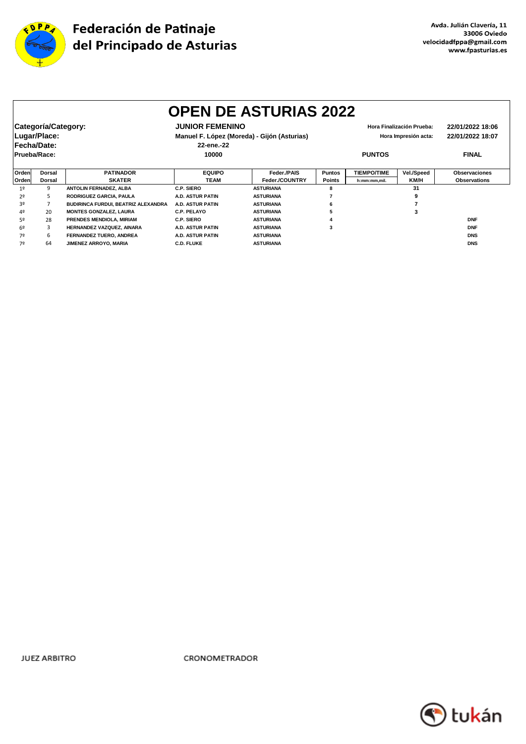**Federación de Patinaje del Principado de Asturias**

Avda. Julián Clavería, 11
33006 Oviedo
velocidadfppa@gmail.com
www.fpasturias.es

# OPEN DE ASTURIAS 2022

**Categoría/Category:** JUNIOR FEMENINO
**Lugar/Place:** Manuel F. López (Moreda) - Gijón (Asturias)
**Fecha/Date:** 22-ene.-22
**Prueba/Race:** 10000 PUNTOS FINAL

Hora Finalización Prueba: 22/01/2022 18:06
Hora Impresión acta: 22/01/2022 18:07

| Orden Orden | Dorsal Dorsal | PATINADOR SKATER | EQUIPO TEAM | Feder./PAIS Feder./COUNTRY | Puntos Points | TIEMPO/TIME h:mm:mm,mil. | Vel./Speed KM/H | Observaciones Observations |
|---|---|---|---|---|---|---|---|---|
| 1º | 9 | ANTOLIN FERNADEZ, ALBA | C.P. SIERO | ASTURIANA | 8 | | 31 | |
| 2º | 5 | RODRIGUEZ GARCIA, PAULA | A.D. ASTUR PATIN | ASTURIANA | 7 | | 9 | |
| 3º | 7 | BUDIRINCA FURDUI, BEATRIZ ALEXANDRA | A.D. ASTUR PATIN | ASTURIANA | 6 | | 7 | |
| 4º | 20 | MONTES GONZALEZ, LAURA | C.P. PELAYO | ASTURIANA | 5 | | 3 | |
| 5º | 28 | PRENDES MENDIOLA, MIRIAM | C.P. SIERO | ASTURIANA | 4 | | | DNF |
| 6º | 3 | HERNANDEZ VAZQUEZ, AINARA | A.D. ASTUR PATIN | ASTURIANA | 3 | | | DNF |
| 7º | 6 | FERNANDEZ TUERO, ANDREA | A.D. ASTUR PATIN | ASTURIANA | | | | DNS |
| 7º | 64 | JIMENEZ ARROYO, MARIA | C.D. FLUKE | ASTURIANA | | | | DNS |

JUEZ ARBITRO

CRONOMETRADOR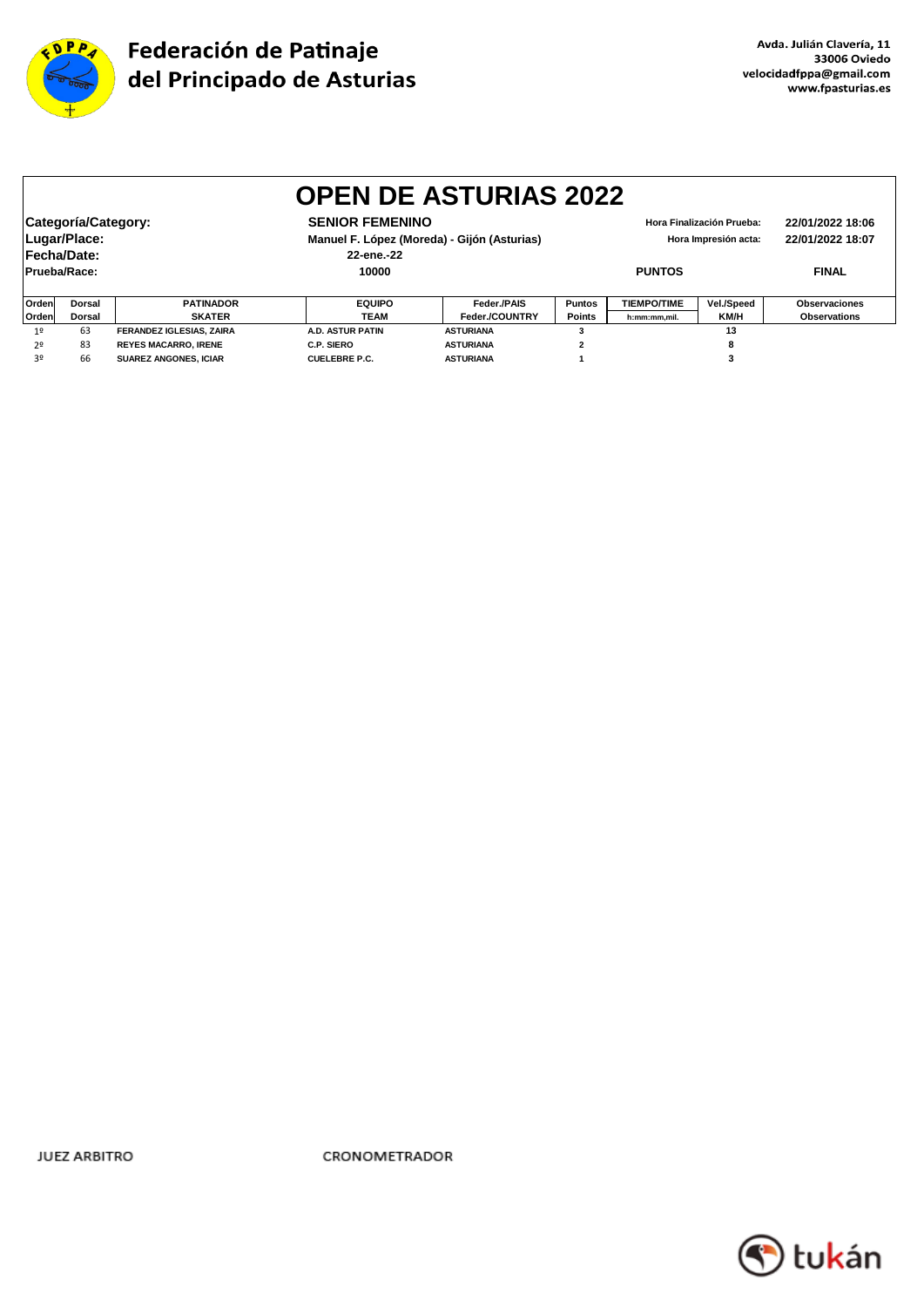# Federación de Patinaje del Principado de Asturias

**Avda. Julián Clavería, 11**
**33006 Oviedo**
**velocidadfppa@gmail.com**
**www.fpasturias.es**

## OPEN DE ASTURIAS 2022

| | | | |
|---|---|---|---|
| **Categoría/Category:** | **SENIOR FEMENINO** | Hora Finalización Prueba: | 22/01/2022 18:06 |
| **Lugar/Place:** | **Manuel F. López (Moreda) - Gijón (Asturias)** | Hora Impresión acta: | 22/01/2022 18:07 |
| **Fecha/Date:** | **22-ene.-22** | | |
| **Prueba/Race:** | **10000** | **PUNTOS** | **FINAL** |

| Orden<br>Orden | Dorsal<br>Dorsal | PATINADOR<br>SKATER | EQUIPO<br>TEAM | Feder./PAIS<br>Feder./COUNTRY | Puntos<br>Points | TIEMPO/TIME<br>h:mm:mm,mil. | Vel./Speed<br>KM/H | Observaciones<br>Observations |
|---|---|---|---|---|---|---|---|---|
| 1º | 63 | FERANDEZ IGLESIAS, ZAIRA | A.D. ASTUR PATIN | ASTURIANA | 3 | | 13 | |
| 2º | 83 | REYES MACARRO, IRENE | C.P. SIERO | ASTURIANA | 2 | | 8 | |
| 3º | 66 | SUAREZ ANGONES, ICIAR | CUELEBRE P.C. | ASTURIANA | 1 | | 3 | |

JUEZ ARBITRO

CRONOMETRADOR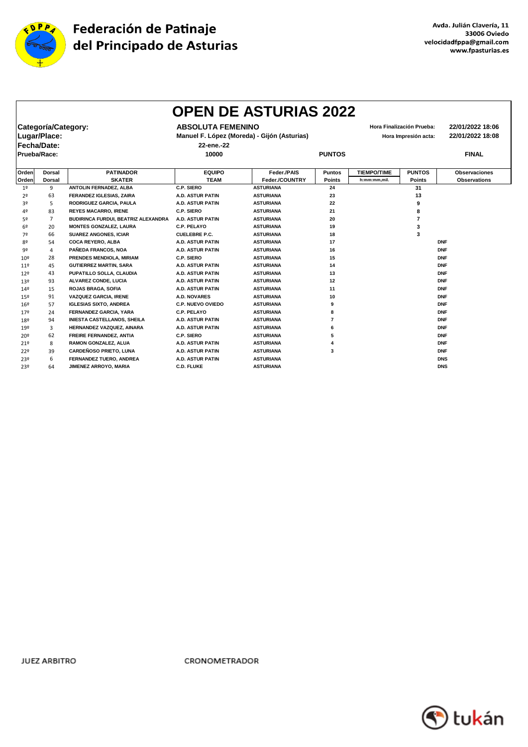# Federación de Patinaje del Principado de Asturias

Avda. Julián Clavería, 11
33006 Oviedo
velocidadfppa@gmail.com
www.fpasturias.es

## OPEN DE ASTURIAS 2022

| | | | |
|---|---|---|---|
| **Categoría/Category:** | **ABSOLUTA FEMENINO** | Hora Finalización Prueba: | 22/01/2022 18:06 |
| **Lugar/Place:** | **Manuel F. López (Moreda) - Gijón (Asturias)** | Hora Impresión acta: | 22/01/2022 18:08 |
| **Fecha/Date:** | **22-ene.-22** | | |
| **Prueba/Race:** | **10000** | **PUNTOS** | **FINAL** |

| Orden<br>Orden | Dorsal<br>Dorsal | PATINADOR<br>SKATER | EQUIPO<br>TEAM | Feder./PAIS<br>Feder./COUNTRY | Puntos<br>Points | TIEMPO/TIME<br>h:mm:mm,mil. | PUNTOS<br>Points | Observaciones<br>Observations |
|---|---|---|---|---|---|---|---|---|
| 1º | 9 | ANTOLIN FERNADEZ, ALBA | C.P. SIERO | ASTURIANA | 24 | | 31 | |
| 2º | 63 | FERANDEZ IGLESIAS, ZAIRA | A.D. ASTUR PATIN | ASTURIANA | 23 | | 13 | |
| 3º | 5 | RODRIGUEZ GARCIA, PAULA | A.D. ASTUR PATIN | ASTURIANA | 22 | | 9 | |
| 4º | 83 | REYES MACARRO, IRENE | C.P. SIERO | ASTURIANA | 21 | | 8 | |
| 5º | 7 | BUDIRINCA FURDUI, BEATRIZ ALEXANDRA | A.D. ASTUR PATIN | ASTURIANA | 20 | | 7 | |
| 6º | 20 | MONTES GONZALEZ, LAURA | C.P. PELAYO | ASTURIANA | 19 | | 3 | |
| 7º | 66 | SUAREZ ANGONES, ICIAR | CUELEBRE P.C. | ASTURIANA | 18 | | 3 | |
| 8º | 54 | COCA REYERO, ALBA | A.D. ASTUR PATIN | ASTURIANA | 17 | | | DNF |
| 9º | 4 | PAÑEDA FRANCOS, NOA | A.D. ASTUR PATIN | ASTURIANA | 16 | | | DNF |
| 10º | 28 | PRENDES MENDIOLA, MIRIAM | C.P. SIERO | ASTURIANA | 15 | | | DNF |
| 11º | 45 | GUTIERREZ MARTIN, SARA | A.D. ASTUR PATIN | ASTURIANA | 14 | | | DNF |
| 12º | 43 | PUPATILLO SOLLA, CLAUDIA | A.D. ASTUR PATIN | ASTURIANA | 13 | | | DNF |
| 13º | 93 | ALVAREZ CONDE, LUCIA | A.D. ASTUR PATIN | ASTURIANA | 12 | | | DNF |
| 14º | 15 | ROJAS BRAGA, SOFIA | A.D. ASTUR PATIN | ASTURIANA | 11 | | | DNF |
| 15º | 91 | VAZQUEZ GARCIA, IRENE | A.D. NOVARES | ASTURIANA | 10 | | | DNF |
| 16º | 57 | IGLESIAS SIXTO, ANDREA | C.P. NUEVO OVIEDO | ASTURIANA | 9 | | | DNF |
| 17º | 24 | FERNANDEZ GARCIA, YARA | C.P. PELAYO | ASTURIANA | 8 | | | DNF |
| 18º | 94 | INIESTA CASTELLANOS, SHEILA | A.D. ASTUR PATIN | ASTURIANA | 7 | | | DNF |
| 19º | 3 | HERNANDEZ VAZQUEZ, AINARA | A.D. ASTUR PATIN | ASTURIANA | 6 | | | DNF |
| 20º | 62 | FREIRE FERNANDEZ, ANTIA | C.P. SIERO | ASTURIANA | 5 | | | DNF |
| 21º | 8 | RAMON GONZALEZ, ALUA | A.D. ASTUR PATIN | ASTURIANA | 4 | | | DNF |
| 22º | 39 | CARDEÑOSO PRIETO, LUNA | A.D. ASTUR PATIN | ASTURIANA | 3 | | | DNF |
| 23º | 6 | FERNANDEZ TUERO, ANDREA | A.D. ASTUR PATIN | ASTURIANA | | | | DNS |
| 23º | 64 | JIMENEZ ARROYO, MARIA | C.D. FLUKE | ASTURIANA | | | | DNS |

JUEZ ARBITRO

CRONOMETRADOR

tukán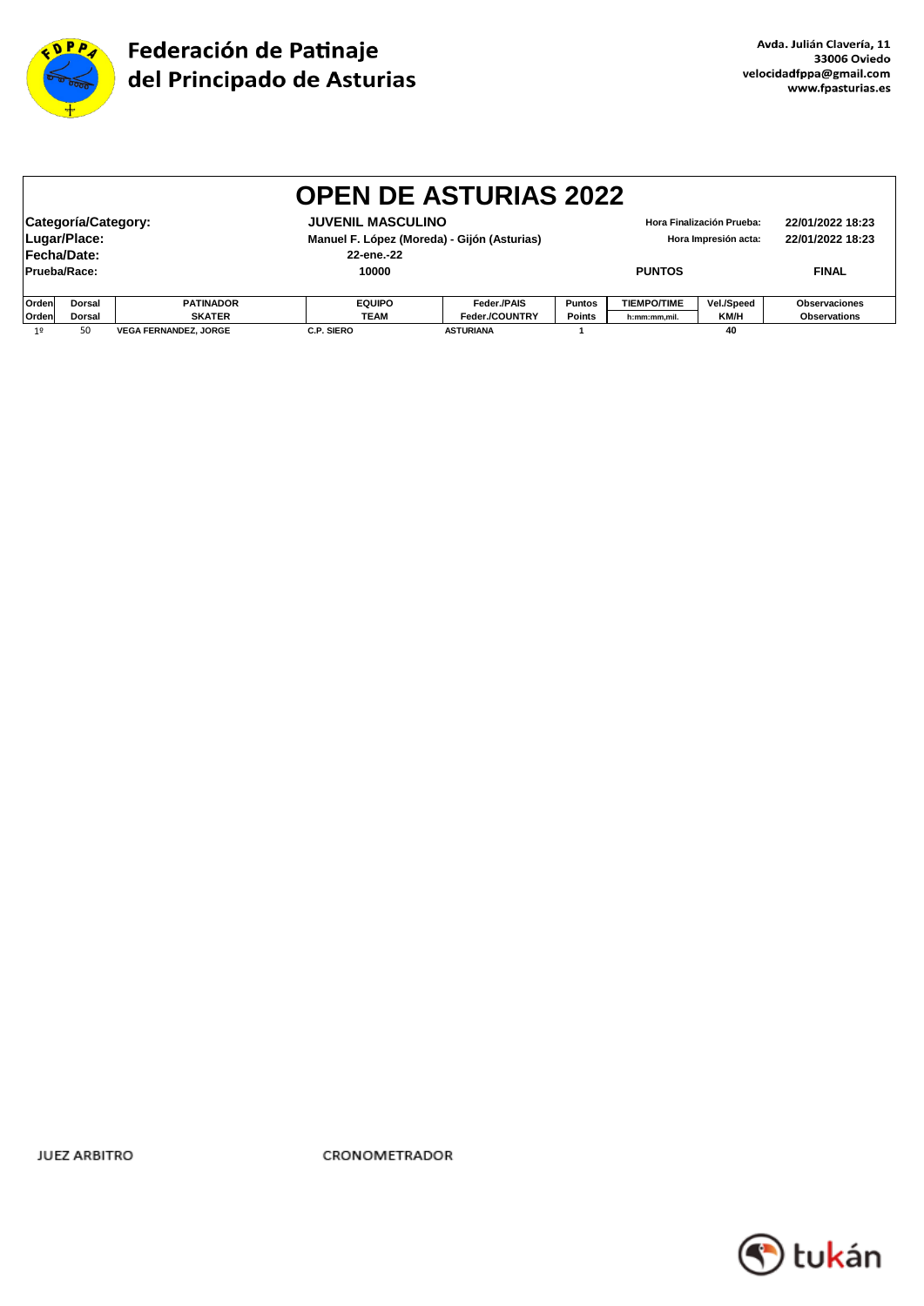# Federación de Patinaje del Principado de Asturias

**Avda. Julián Clavería, 11**
**33006 Oviedo**
**velocidadfppa@gmail.com**
**www.fpasturias.es**

## OPEN DE ASTURIAS 2022

| | | | |
|---|---|---|---|
| **Categoría/Category:** | **JUVENIL MASCULINO** | **Hora Finalización Prueba:** | **22/01/2022 18:23** |
| **Lugar/Place:** | **Manuel F. López (Moreda) - Gijón (Asturias)** | **Hora Impresión acta:** | **22/01/2022 18:23** |
| **Fecha/Date:** | **22-ene.-22** | | |
| **Prueba/Race:** | **10000** | **PUNTOS** | **FINAL** |

| Orden / Orden | Dorsal / Dorsal | PATINADOR / SKATER | EQUIPO / TEAM | Feder./PAIS / Feder./COUNTRY | Puntos / Points | TIEMPO/TIME / h:mm:mm,mil. | Vel./Speed / KM/H | Observaciones / Observations |
|---|---|---|---|---|---|---|---|---|
| 1º | 50 | VEGA FERNANDEZ, JORGE | C.P. SIERO | ASTURIANA | 1 | | 40 | |

JUEZ ARBITRO

CRONOMETRADOR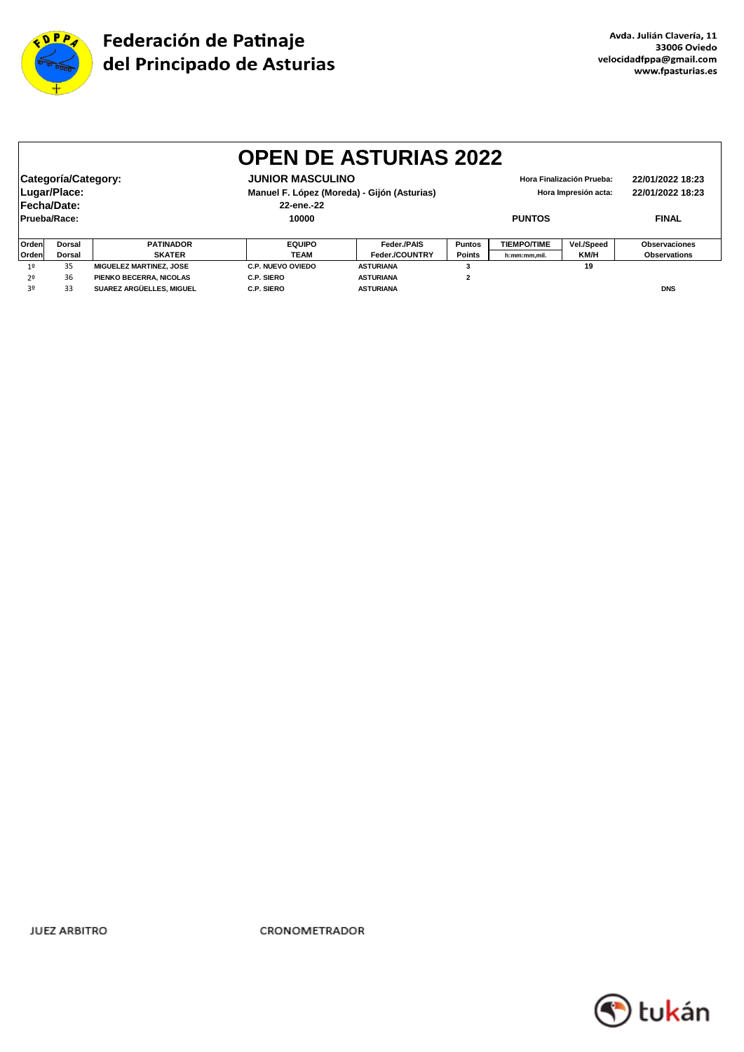# Federación de Patinaje del Principado de Asturias

**Avda. Julián Clavería, 11**
**33006 Oviedo**
**velocidadfppa@gmail.com**
**www.fpasturias.es**

## OPEN DE ASTURIAS 2022

| | | | |
|---|---|---|---|
| **Categoría/Category:** | **JUNIOR MASCULINO** | Hora Finalización Prueba: | 22/01/2022 18:23 |
| **Lugar/Place:** | **Manuel F. López (Moreda) - Gijón (Asturias)** | Hora Impresión acta: | 22/01/2022 18:23 |
| **Fecha/Date:** | **22-ene.-22** | | |
| **Prueba/Race:** | **10000** | **PUNTOS** | **FINAL** |

| Orden<br>Orden | Dorsal<br>Dorsal | PATINADOR<br>SKATER | EQUIPO<br>TEAM | Feder./PAIS<br>Feder./COUNTRY | Puntos<br>Points | TIEMPO/TIME<br>h:mm:mm,mil. | Vel./Speed<br>KM/H | Observaciones<br>Observations |
|---|---|---|---|---|---|---|---|---|
| 1º | 35 | MIGUELEZ MARTINEZ, JOSE | C.P. NUEVO OVIEDO | ASTURIANA | 3 | | 19 | |
| 2º | 36 | PIENKO BECERRA, NICOLAS | C.P. SIERO | ASTURIANA | 2 | | | |
| 3º | 33 | SUAREZ ARGÜELLES, MIGUEL | C.P. SIERO | ASTURIANA | | | | DNS |

JUEZ ARBITRO CRONOMETRADOR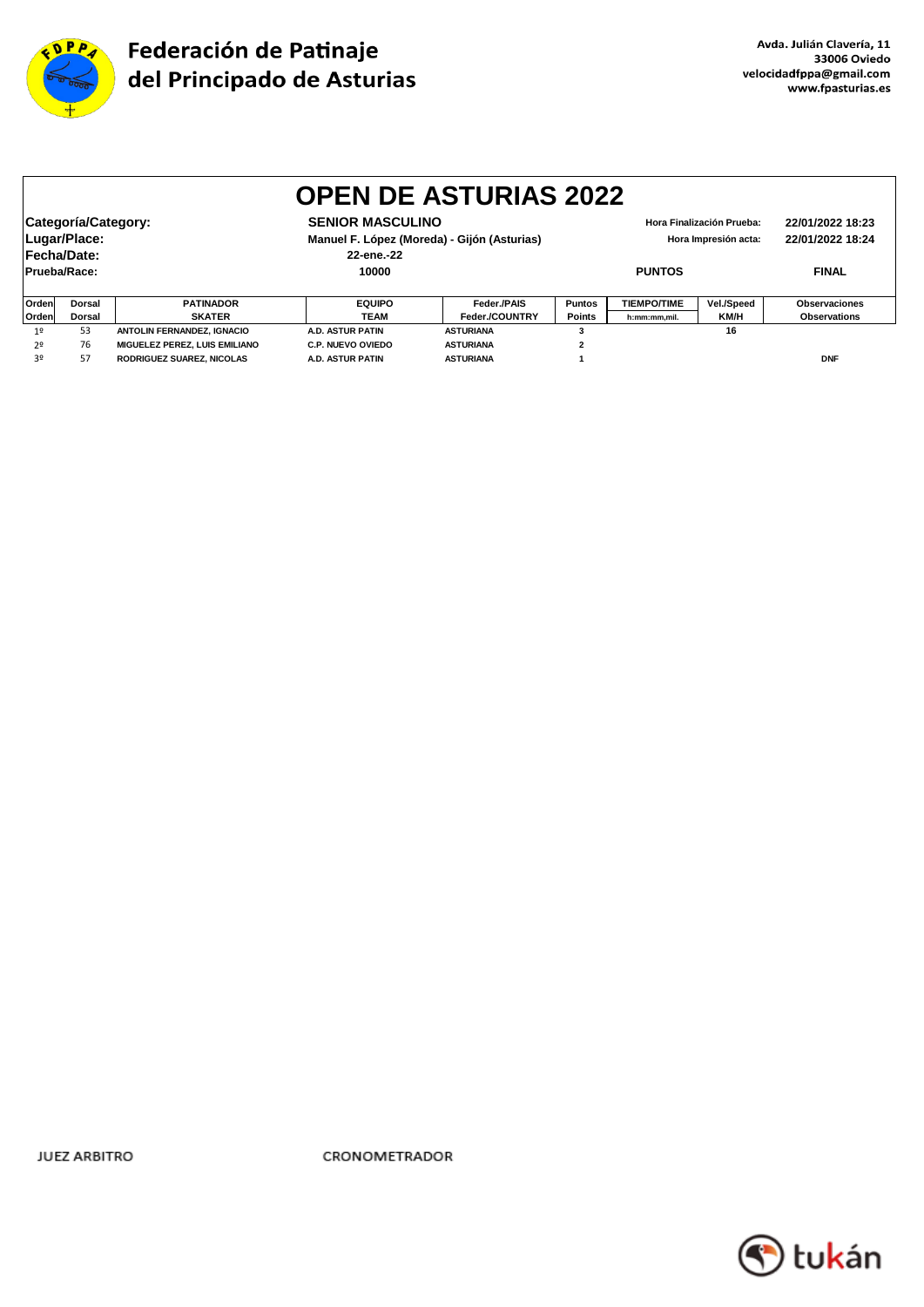Federación de Patinaje del Principado de Asturias

Avda. Julián Clavería, 11
33006 Oviedo
velocidadfppa@gmail.com
www.fpasturias.es

# OPEN DE ASTURIAS 2022

| | | | |
|---|---|---|---|
| **Categoría/Category:** | **SENIOR MASCULINO** | **Hora Finalización Prueba:** | **22/01/2022 18:23** |
| **Lugar/Place:** | **Manuel F. López (Moreda) - Gijón (Asturias)** | **Hora Impresión acta:** | **22/01/2022 18:24** |
| **Fecha/Date:** | **22-ene.-22** | | |
| **Prueba/Race:** | **10000** | **PUNTOS** | **FINAL** |

| Orden / Orden | Dorsal / Dorsal | PATINADOR / SKATER | EQUIPO / TEAM | Feder./PAIS / Feder./COUNTRY | Puntos / Points | TIEMPO/TIME / h:mm:mm,mil. | Vel./Speed / KM/H | Observaciones / Observations |
|---|---|---|---|---|---|---|---|---|
| 1º | 53 | ANTOLIN FERNANDEZ, IGNACIO | A.D. ASTUR PATIN | ASTURIANA | 3 | | 16 | |
| 2º | 76 | MIGUELEZ PEREZ, LUIS EMILIANO | C.P. NUEVO OVIEDO | ASTURIANA | 2 | | | |
| 3º | 57 | RODRIGUEZ SUAREZ, NICOLAS | A.D. ASTUR PATIN | ASTURIANA | 1 | | | DNF |

JUEZ ARBITRO

CRONOMETRADOR

tukán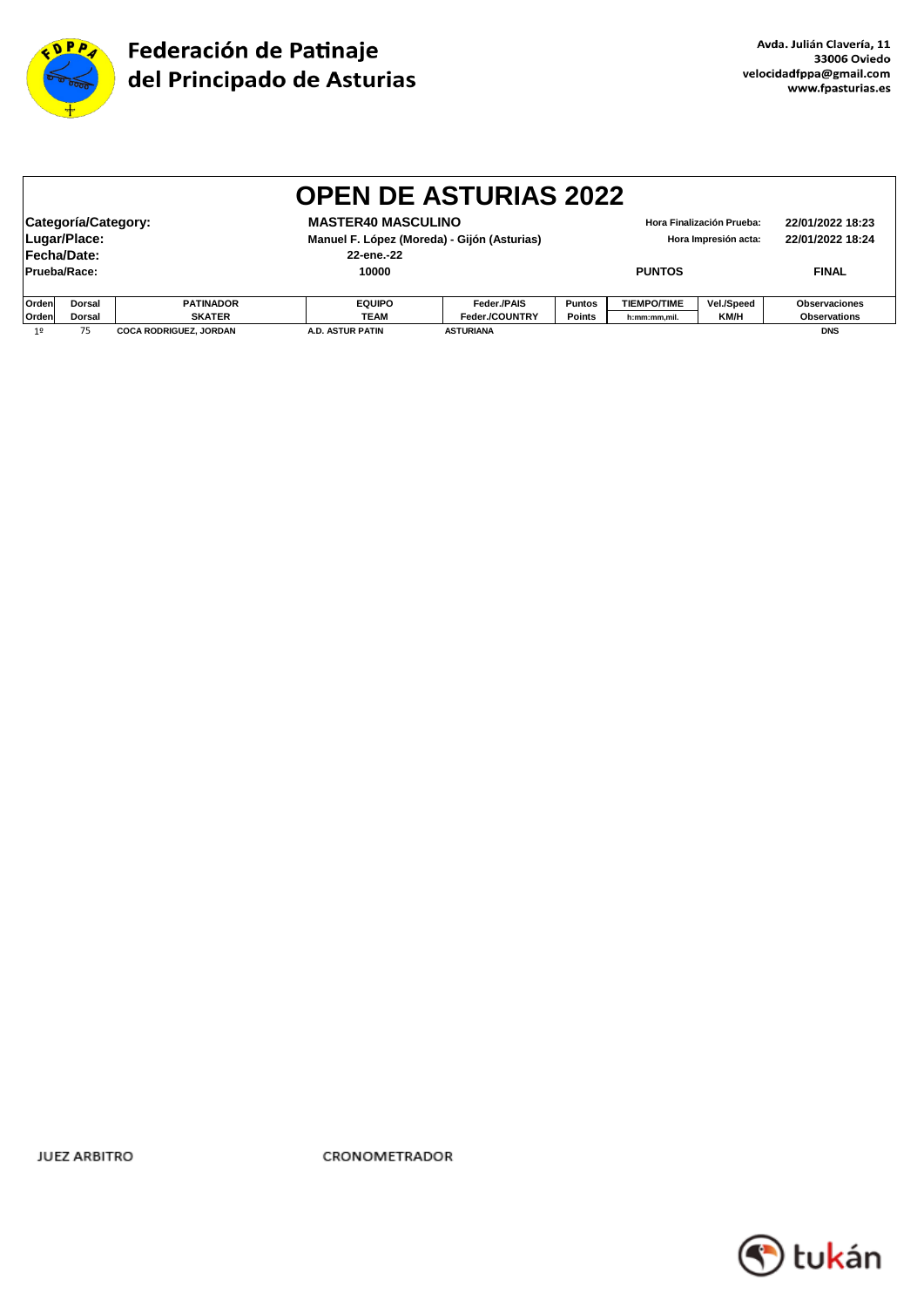**Federación de Patinaje del Principado de Asturias**

Avda. Julián Clavería, 11
33006 Oviedo
velocidadfppa@gmail.com
www.fpasturias.es

# OPEN DE ASTURIAS 2022

| | | | |
|---|---|---|---|
| **Categoría/Category:** | **MASTER40 MASCULINO** | **Hora Finalización Prueba:** | **22/01/2022 18:23** |
| **Lugar/Place:** | **Manuel F. López (Moreda) - Gijón (Asturias)** | **Hora Impresión acta:** | **22/01/2022 18:24** |
| **Fecha/Date:** | **22-ene.-22** | | |
| **Prueba/Race:** | **10000** | **PUNTOS** | **FINAL** |

| Orden<br>Orden | Dorsal<br>Dorsal | PATINADOR<br>SKATER | EQUIPO<br>TEAM | Feder./PAIS<br>Feder./COUNTRY | Puntos<br>Points | TIEMPO/TIME<br>h:mm:mm,mil. | Vel./Speed<br>KM/H | Observaciones<br>Observations |
|---|---|---|---|---|---|---|---|---|
| 1º | 75 | COCA RODRIGUEZ, JORDAN | A.D. ASTUR PATIN | ASTURIANA | | | | DNS |

JUEZ ARBITRO CRONOMETRADOR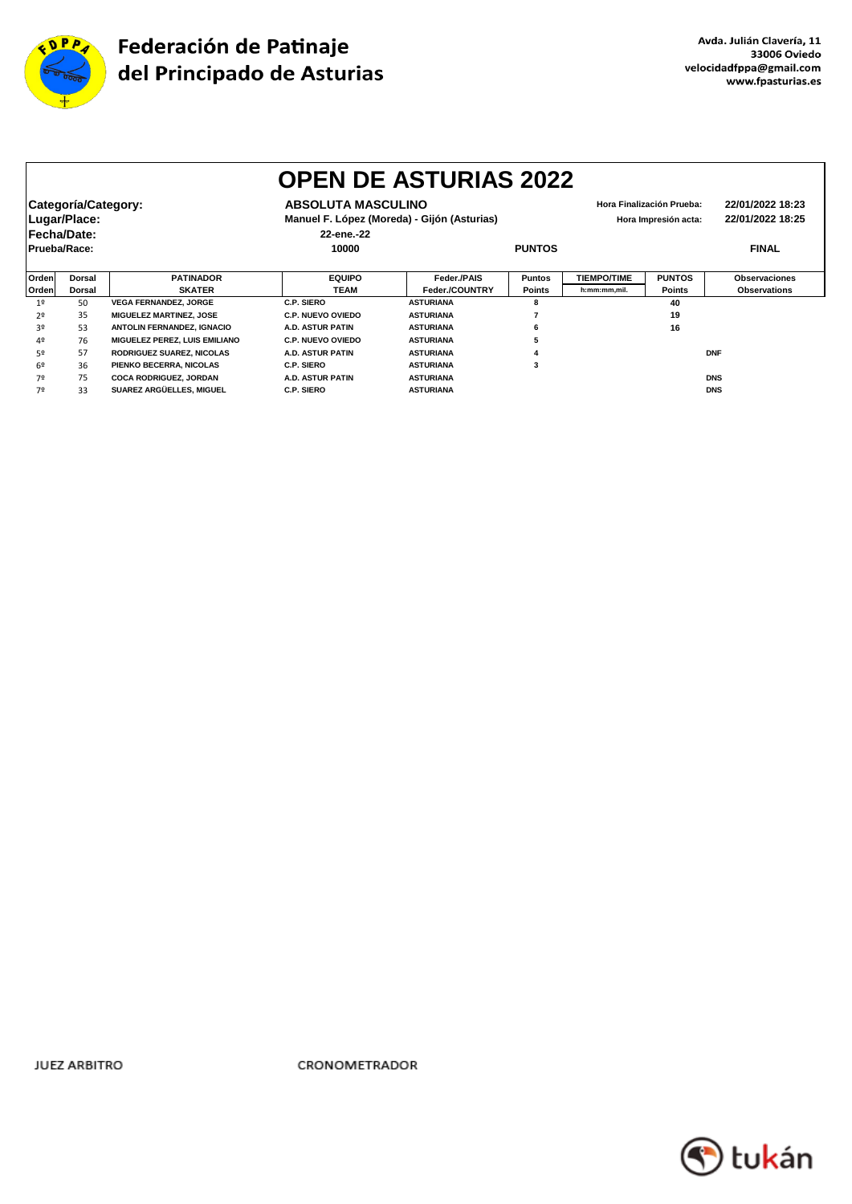Federación de Patinaje del Principado de Asturias

Avda. Julián Clavería, 11
33006 Oviedo
velocidadfppa@gmail.com
www.fpasturias.es

# OPEN DE ASTURIAS 2022

**Categoría/Category:** ABSOLUTA MASCULINO
**Lugar/Place:** Manuel F. López (Moreda) - Gijón (Asturias)
**Fecha/Date:** 22-ene.-22
**Prueba/Race:** 10000 PUNTOS FINAL

Hora Finalización Prueba: 22/01/2022 18:23
Hora Impresión acta: 22/01/2022 18:25

| Orden / Orden | Dorsal / Dorsal | PATINADOR / SKATER | EQUIPO / TEAM | Feder./PAIS / Feder./COUNTRY | Puntos / Points | TIEMPO/TIME / h:mm:mm,mil. | PUNTOS / Points | Observaciones / Observations |
|---|---|---|---|---|---|---|---|---|
| 1º | 50 | VEGA FERNANDEZ, JORGE | C.P. SIERO | ASTURIANA | 8 | | 40 | |
| 2º | 35 | MIGUELEZ MARTINEZ, JOSE | C.P. NUEVO OVIEDO | ASTURIANA | 7 | | 19 | |
| 3º | 53 | ANTOLIN FERNANDEZ, IGNACIO | A.D. ASTUR PATIN | ASTURIANA | 6 | | 16 | |
| 4º | 76 | MIGUELEZ PEREZ, LUIS EMILIANO | C.P. NUEVO OVIEDO | ASTURIANA | 5 | | | |
| 5º | 57 | RODRIGUEZ SUAREZ, NICOLAS | A.D. ASTUR PATIN | ASTURIANA | 4 | | | DNF |
| 6º | 36 | PIENKO BECERRA, NICOLAS | C.P. SIERO | ASTURIANA | 3 | | | |
| 7º | 75 | COCA RODRIGUEZ, JORDAN | A.D. ASTUR PATIN | ASTURIANA | | | | DNS |
| 7º | 33 | SUAREZ ARGÜELLES, MIGUEL | C.P. SIERO | ASTURIANA | | | | DNS |

JUEZ ARBITRO

CRONOMETRADOR